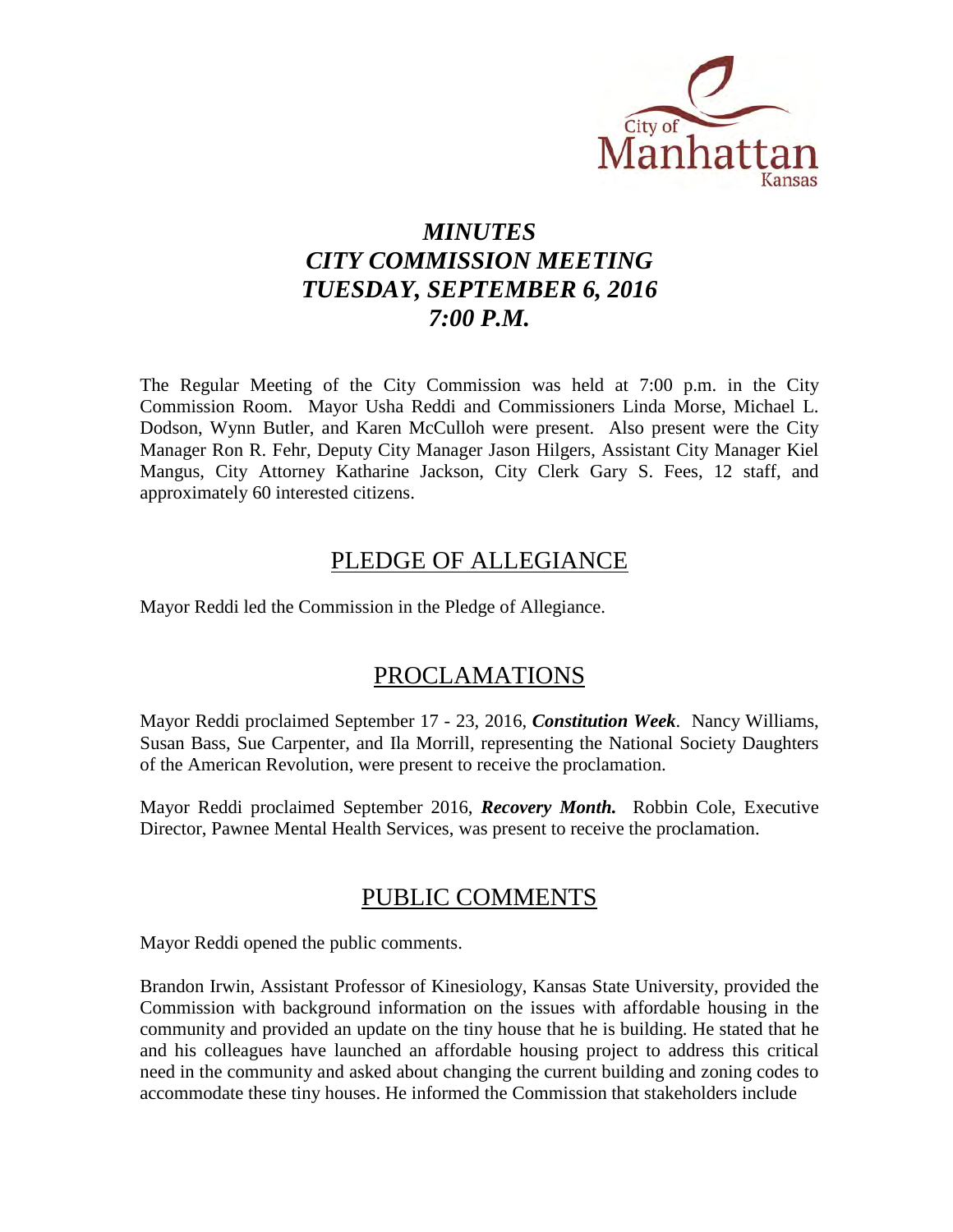# *MINUTES*
# *CITY COMMISSION MEETING*
# *TUESDAY, SEPTEMBER 6, 2016*
# *7:00 P.M.*

The Regular Meeting of the City Commission was held at 7:00 p.m. in the City Commission Room. Mayor Usha Reddi and Commissioners Linda Morse, Michael L. Dodson, Wynn Butler, and Karen McCulloh were present. Also present were the City Manager Ron R. Fehr, Deputy City Manager Jason Hilgers, Assistant City Manager Kiel Mangus, City Attorney Katharine Jackson, City Clerk Gary S. Fees, 12 staff, and approximately 60 interested citizens.

## PLEDGE OF ALLEGIANCE

Mayor Reddi led the Commission in the Pledge of Allegiance.

## PROCLAMATIONS

Mayor Reddi proclaimed September 17 - 23, 2016, ***Constitution Week***. Nancy Williams, Susan Bass, Sue Carpenter, and Ila Morrill, representing the National Society Daughters of the American Revolution, were present to receive the proclamation.

Mayor Reddi proclaimed September 2016, ***Recovery Month.*** Robbin Cole, Executive Director, Pawnee Mental Health Services, was present to receive the proclamation.

## PUBLIC COMMENTS

Mayor Reddi opened the public comments.

Brandon Irwin, Assistant Professor of Kinesiology, Kansas State University, provided the Commission with background information on the issues with affordable housing in the community and provided an update on the tiny house that he is building. He stated that he and his colleagues have launched an affordable housing project to address this critical need in the community and asked about changing the current building and zoning codes to accommodate these tiny houses. He informed the Commission that stakeholders include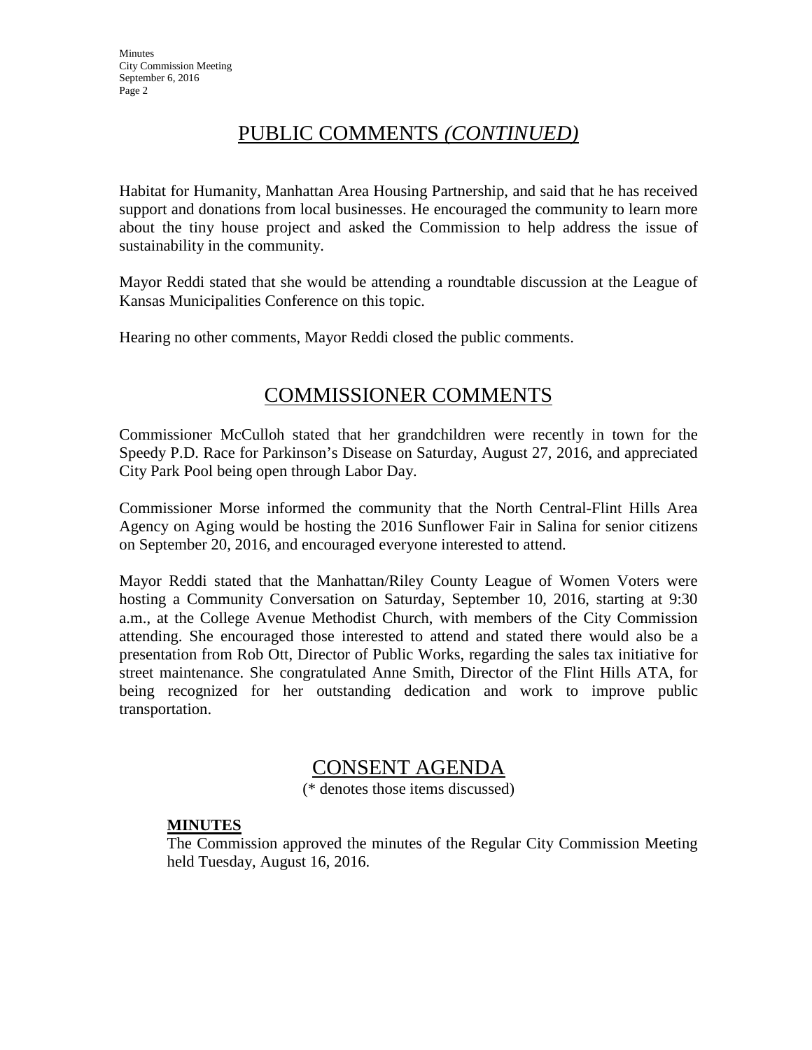## PUBLIC COMMENTS *(CONTINUED)*

Habitat for Humanity, Manhattan Area Housing Partnership, and said that he has received support and donations from local businesses. He encouraged the community to learn more about the tiny house project and asked the Commission to help address the issue of sustainability in the community.

Mayor Reddi stated that she would be attending a roundtable discussion at the League of Kansas Municipalities Conference on this topic.

Hearing no other comments, Mayor Reddi closed the public comments.

## COMMISSIONER COMMENTS

Commissioner McCulloh stated that her grandchildren were recently in town for the Speedy P.D. Race for Parkinson's Disease on Saturday, August 27, 2016, and appreciated City Park Pool being open through Labor Day.

Commissioner Morse informed the community that the North Central-Flint Hills Area Agency on Aging would be hosting the 2016 Sunflower Fair in Salina for senior citizens on September 20, 2016, and encouraged everyone interested to attend.

Mayor Reddi stated that the Manhattan/Riley County League of Women Voters were hosting a Community Conversation on Saturday, September 10, 2016, starting at 9:30 a.m., at the College Avenue Methodist Church, with members of the City Commission attending. She encouraged those interested to attend and stated there would also be a presentation from Rob Ott, Director of Public Works, regarding the sales tax initiative for street maintenance. She congratulated Anne Smith, Director of the Flint Hills ATA, for being recognized for her outstanding dedication and work to improve public transportation.

## CONSENT AGENDA

(* denotes those items discussed)

**MINUTES**

The Commission approved the minutes of the Regular City Commission Meeting held Tuesday, August 16, 2016.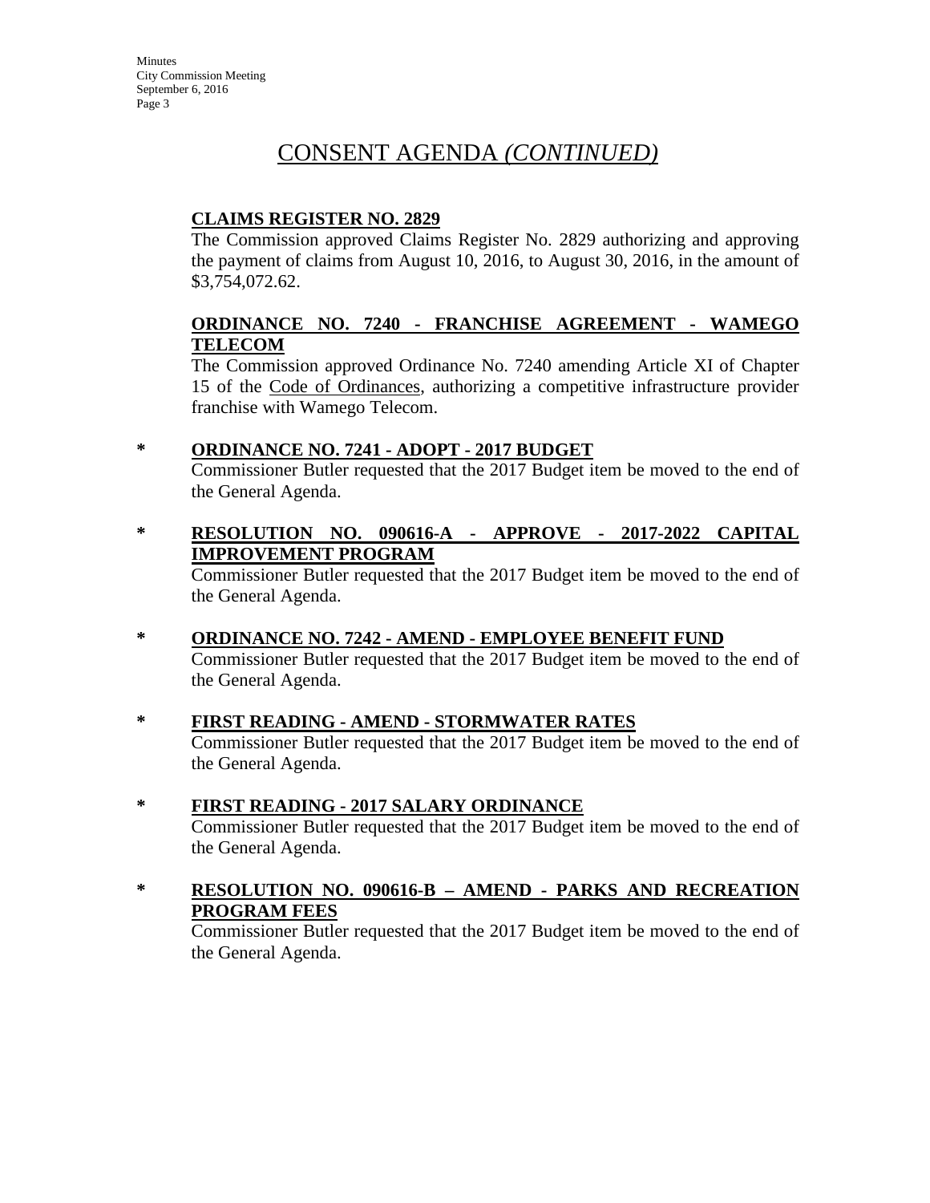# CONSENT AGENDA *(CONTINUED)*

**CLAIMS REGISTER NO. 2829**

The Commission approved Claims Register No. 2829 authorizing and approving the payment of claims from August 10, 2016, to August 30, 2016, in the amount of $3,754,072.62.

**ORDINANCE NO. 7240 - FRANCHISE AGREEMENT - WAMEGO TELECOM**

The Commission approved Ordinance No. 7240 amending Article XI of Chapter 15 of the Code of Ordinances, authorizing a competitive infrastructure provider franchise with Wamego Telecom.

\* **ORDINANCE NO. 7241 - ADOPT - 2017 BUDGET**

Commissioner Butler requested that the 2017 Budget item be moved to the end of the General Agenda.

\* **RESOLUTION NO. 090616-A - APPROVE - 2017-2022 CAPITAL IMPROVEMENT PROGRAM**

Commissioner Butler requested that the 2017 Budget item be moved to the end of the General Agenda.

\* **ORDINANCE NO. 7242 - AMEND - EMPLOYEE BENEFIT FUND**

Commissioner Butler requested that the 2017 Budget item be moved to the end of the General Agenda.

\* **FIRST READING - AMEND - STORMWATER RATES**

Commissioner Butler requested that the 2017 Budget item be moved to the end of the General Agenda.

\* **FIRST READING - 2017 SALARY ORDINANCE**

Commissioner Butler requested that the 2017 Budget item be moved to the end of the General Agenda.

\* **RESOLUTION NO. 090616-B – AMEND - PARKS AND RECREATION PROGRAM FEES**

Commissioner Butler requested that the 2017 Budget item be moved to the end of the General Agenda.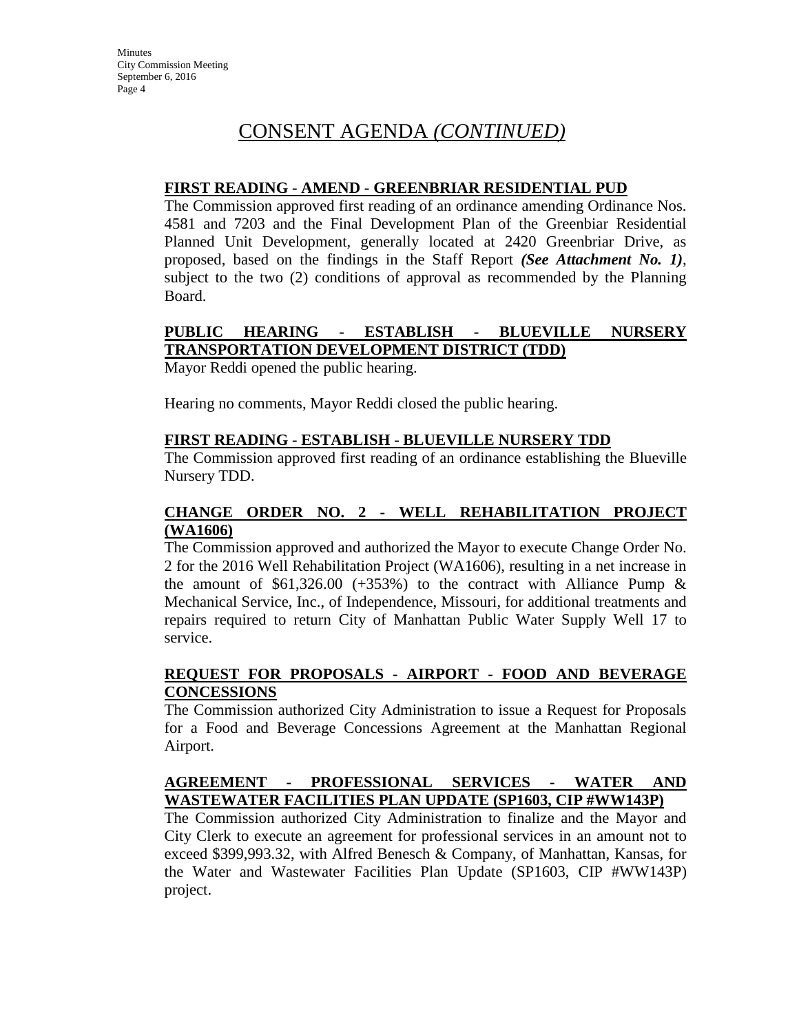# CONSENT AGENDA *(CONTINUED)*

**FIRST READING - AMEND - GREENBRIAR RESIDENTIAL PUD**

The Commission approved first reading of an ordinance amending Ordinance Nos. 4581 and 7203 and the Final Development Plan of the Greenbiar Residential Planned Unit Development, generally located at 2420 Greenbriar Drive, as proposed, based on the findings in the Staff Report ***(See Attachment No. 1)***, subject to the two (2) conditions of approval as recommended by the Planning Board.

**PUBLIC HEARING - ESTABLISH - BLUEVILLE NURSERY TRANSPORTATION DEVELOPMENT DISTRICT (TDD)**

Mayor Reddi opened the public hearing.

Hearing no comments, Mayor Reddi closed the public hearing.

**FIRST READING - ESTABLISH - BLUEVILLE NURSERY TDD**

The Commission approved first reading of an ordinance establishing the Blueville Nursery TDD.

**CHANGE ORDER NO. 2 - WELL REHABILITATION PROJECT (WA1606)**

The Commission approved and authorized the Mayor to execute Change Order No. 2 for the 2016 Well Rehabilitation Project (WA1606), resulting in a net increase in the amount of $61,326.00 (+353%) to the contract with Alliance Pump & Mechanical Service, Inc., of Independence, Missouri, for additional treatments and repairs required to return City of Manhattan Public Water Supply Well 17 to service.

**REQUEST FOR PROPOSALS - AIRPORT - FOOD AND BEVERAGE CONCESSIONS**

The Commission authorized City Administration to issue a Request for Proposals for a Food and Beverage Concessions Agreement at the Manhattan Regional Airport.

**AGREEMENT - PROFESSIONAL SERVICES - WATER AND WASTEWATER FACILITIES PLAN UPDATE (SP1603, CIP #WW143P)**

The Commission authorized City Administration to finalize and the Mayor and City Clerk to execute an agreement for professional services in an amount not to exceed $399,993.32, with Alfred Benesch & Company, of Manhattan, Kansas, for the Water and Wastewater Facilities Plan Update (SP1603, CIP #WW143P) project.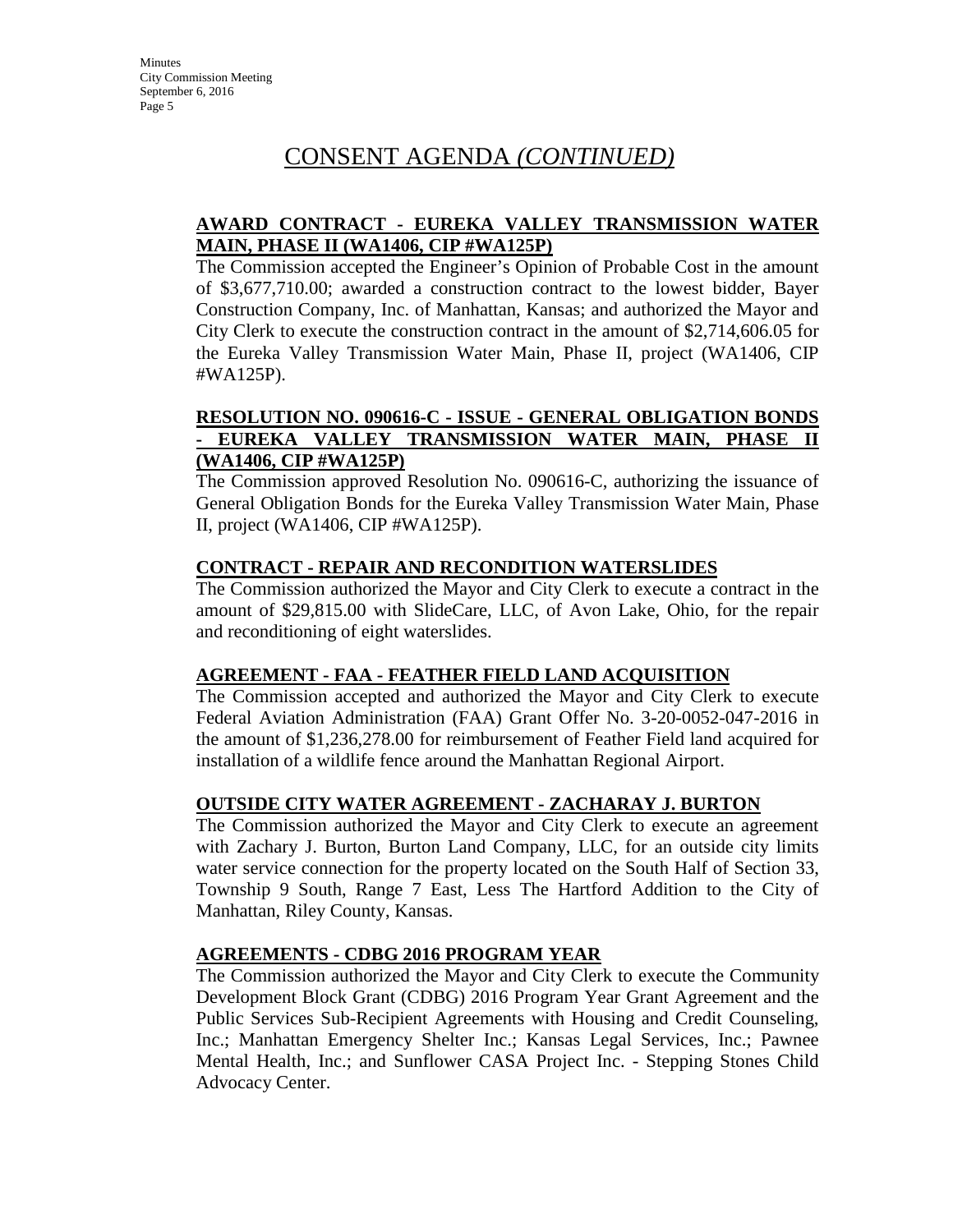# CONSENT AGENDA *(CONTINUED)*

**AWARD CONTRACT - EUREKA VALLEY TRANSMISSION WATER MAIN, PHASE II (WA1406, CIP #WA125P)**

The Commission accepted the Engineer's Opinion of Probable Cost in the amount of $3,677,710.00; awarded a construction contract to the lowest bidder, Bayer Construction Company, Inc. of Manhattan, Kansas; and authorized the Mayor and City Clerk to execute the construction contract in the amount of $2,714,606.05 for the Eureka Valley Transmission Water Main, Phase II, project (WA1406, CIP #WA125P).

**RESOLUTION NO. 090616-C - ISSUE - GENERAL OBLIGATION BONDS - EUREKA VALLEY TRANSMISSION WATER MAIN, PHASE II (WA1406, CIP #WA125P)**

The Commission approved Resolution No. 090616-C, authorizing the issuance of General Obligation Bonds for the Eureka Valley Transmission Water Main, Phase II, project (WA1406, CIP #WA125P).

**CONTRACT - REPAIR AND RECONDITION WATERSLIDES**

The Commission authorized the Mayor and City Clerk to execute a contract in the amount of $29,815.00 with SlideCare, LLC, of Avon Lake, Ohio, for the repair and reconditioning of eight waterslides.

**AGREEMENT - FAA - FEATHER FIELD LAND ACQUISITION**

The Commission accepted and authorized the Mayor and City Clerk to execute Federal Aviation Administration (FAA) Grant Offer No. 3-20-0052-047-2016 in the amount of $1,236,278.00 for reimbursement of Feather Field land acquired for installation of a wildlife fence around the Manhattan Regional Airport.

**OUTSIDE CITY WATER AGREEMENT - ZACHARAY J. BURTON**

The Commission authorized the Mayor and City Clerk to execute an agreement with Zachary J. Burton, Burton Land Company, LLC, for an outside city limits water service connection for the property located on the South Half of Section 33, Township 9 South, Range 7 East, Less The Hartford Addition to the City of Manhattan, Riley County, Kansas.

**AGREEMENTS - CDBG 2016 PROGRAM YEAR**

The Commission authorized the Mayor and City Clerk to execute the Community Development Block Grant (CDBG) 2016 Program Year Grant Agreement and the Public Services Sub-Recipient Agreements with Housing and Credit Counseling, Inc.; Manhattan Emergency Shelter Inc.; Kansas Legal Services, Inc.; Pawnee Mental Health, Inc.; and Sunflower CASA Project Inc. - Stepping Stones Child Advocacy Center.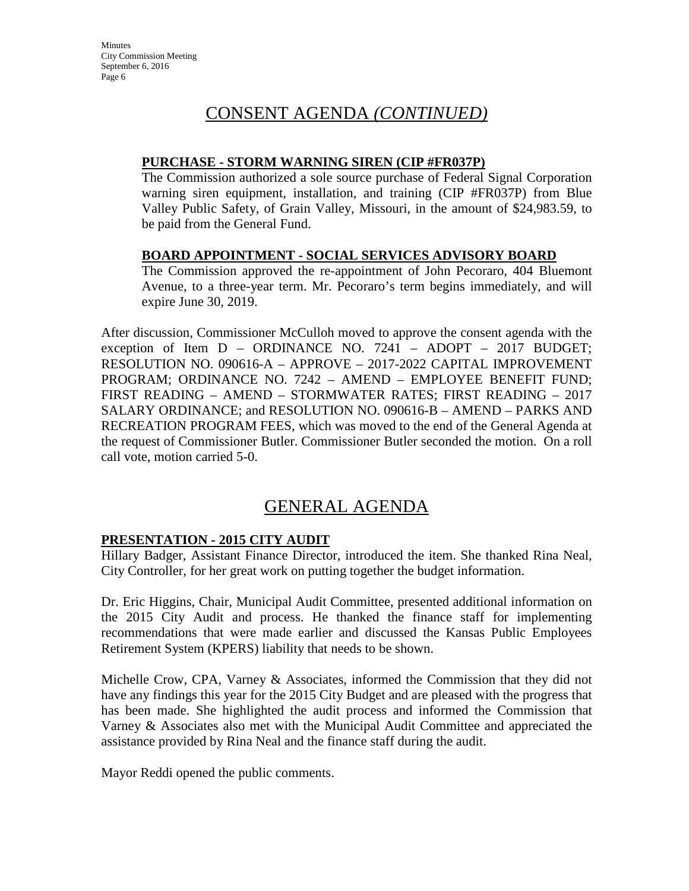## CONSENT AGENDA *(CONTINUED)*

**PURCHASE - STORM WARNING SIREN (CIP #FR037P)**

The Commission authorized a sole source purchase of Federal Signal Corporation warning siren equipment, installation, and training (CIP #FR037P) from Blue Valley Public Safety, of Grain Valley, Missouri, in the amount of $24,983.59, to be paid from the General Fund.

**BOARD APPOINTMENT - SOCIAL SERVICES ADVISORY BOARD**

The Commission approved the re-appointment of John Pecoraro, 404 Bluemont Avenue, to a three-year term. Mr. Pecoraro's term begins immediately, and will expire June 30, 2019.

After discussion, Commissioner McCulloh moved to approve the consent agenda with the exception of Item D – ORDINANCE NO. 7241 – ADOPT – 2017 BUDGET; RESOLUTION NO. 090616-A – APPROVE – 2017-2022 CAPITAL IMPROVEMENT PROGRAM; ORDINANCE NO. 7242 – AMEND – EMPLOYEE BENEFIT FUND; FIRST READING – AMEND – STORMWATER RATES; FIRST READING – 2017 SALARY ORDINANCE; and RESOLUTION NO. 090616-B – AMEND – PARKS AND RECREATION PROGRAM FEES, which was moved to the end of the General Agenda at the request of Commissioner Butler. Commissioner Butler seconded the motion. On a roll call vote, motion carried 5-0.

## GENERAL AGENDA

**PRESENTATION - 2015 CITY AUDIT**

Hillary Badger, Assistant Finance Director, introduced the item. She thanked Rina Neal, City Controller, for her great work on putting together the budget information.

Dr. Eric Higgins, Chair, Municipal Audit Committee, presented additional information on the 2015 City Audit and process. He thanked the finance staff for implementing recommendations that were made earlier and discussed the Kansas Public Employees Retirement System (KPERS) liability that needs to be shown.

Michelle Crow, CPA, Varney & Associates, informed the Commission that they did not have any findings this year for the 2015 City Budget and are pleased with the progress that has been made. She highlighted the audit process and informed the Commission that Varney & Associates also met with the Municipal Audit Committee and appreciated the assistance provided by Rina Neal and the finance staff during the audit.

Mayor Reddi opened the public comments.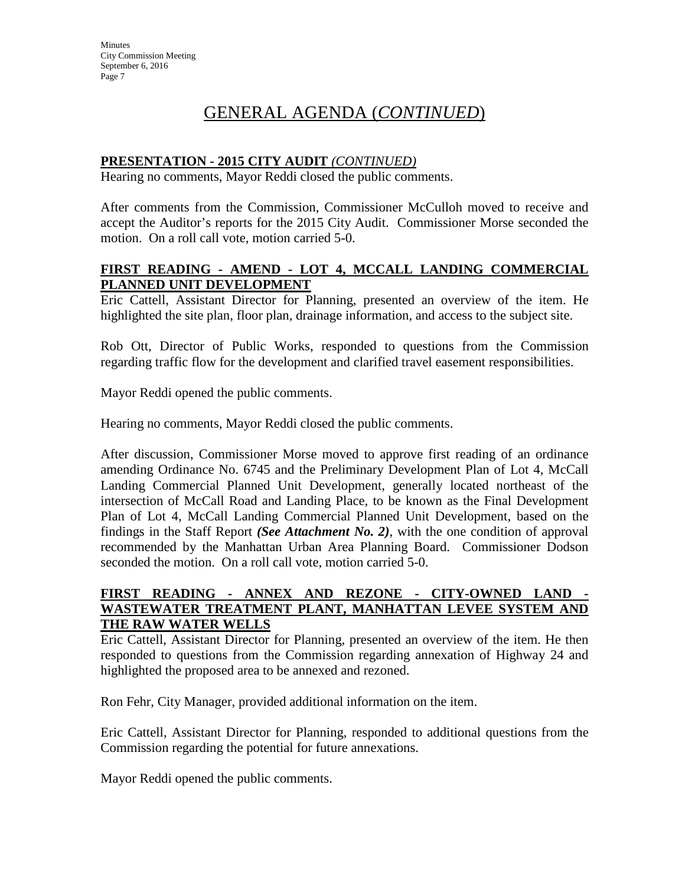# GENERAL AGENDA (*CONTINUED*)

**PRESENTATION - 2015 CITY AUDIT** *(CONTINUED)*

Hearing no comments, Mayor Reddi closed the public comments.

After comments from the Commission, Commissioner McCulloh moved to receive and accept the Auditor's reports for the 2015 City Audit. Commissioner Morse seconded the motion. On a roll call vote, motion carried 5-0.

**FIRST READING - AMEND - LOT 4, MCCALL LANDING COMMERCIAL PLANNED UNIT DEVELOPMENT**

Eric Cattell, Assistant Director for Planning, presented an overview of the item. He highlighted the site plan, floor plan, drainage information, and access to the subject site.

Rob Ott, Director of Public Works, responded to questions from the Commission regarding traffic flow for the development and clarified travel easement responsibilities.

Mayor Reddi opened the public comments.

Hearing no comments, Mayor Reddi closed the public comments.

After discussion, Commissioner Morse moved to approve first reading of an ordinance amending Ordinance No. 6745 and the Preliminary Development Plan of Lot 4, McCall Landing Commercial Planned Unit Development, generally located northeast of the intersection of McCall Road and Landing Place, to be known as the Final Development Plan of Lot 4, McCall Landing Commercial Planned Unit Development, based on the findings in the Staff Report ***(See Attachment No. 2)***, with the one condition of approval recommended by the Manhattan Urban Area Planning Board. Commissioner Dodson seconded the motion. On a roll call vote, motion carried 5-0.

**FIRST READING - ANNEX AND REZONE - CITY-OWNED LAND - WASTEWATER TREATMENT PLANT, MANHATTAN LEVEE SYSTEM AND THE RAW WATER WELLS**

Eric Cattell, Assistant Director for Planning, presented an overview of the item. He then responded to questions from the Commission regarding annexation of Highway 24 and highlighted the proposed area to be annexed and rezoned.

Ron Fehr, City Manager, provided additional information on the item.

Eric Cattell, Assistant Director for Planning, responded to additional questions from the Commission regarding the potential for future annexations.

Mayor Reddi opened the public comments.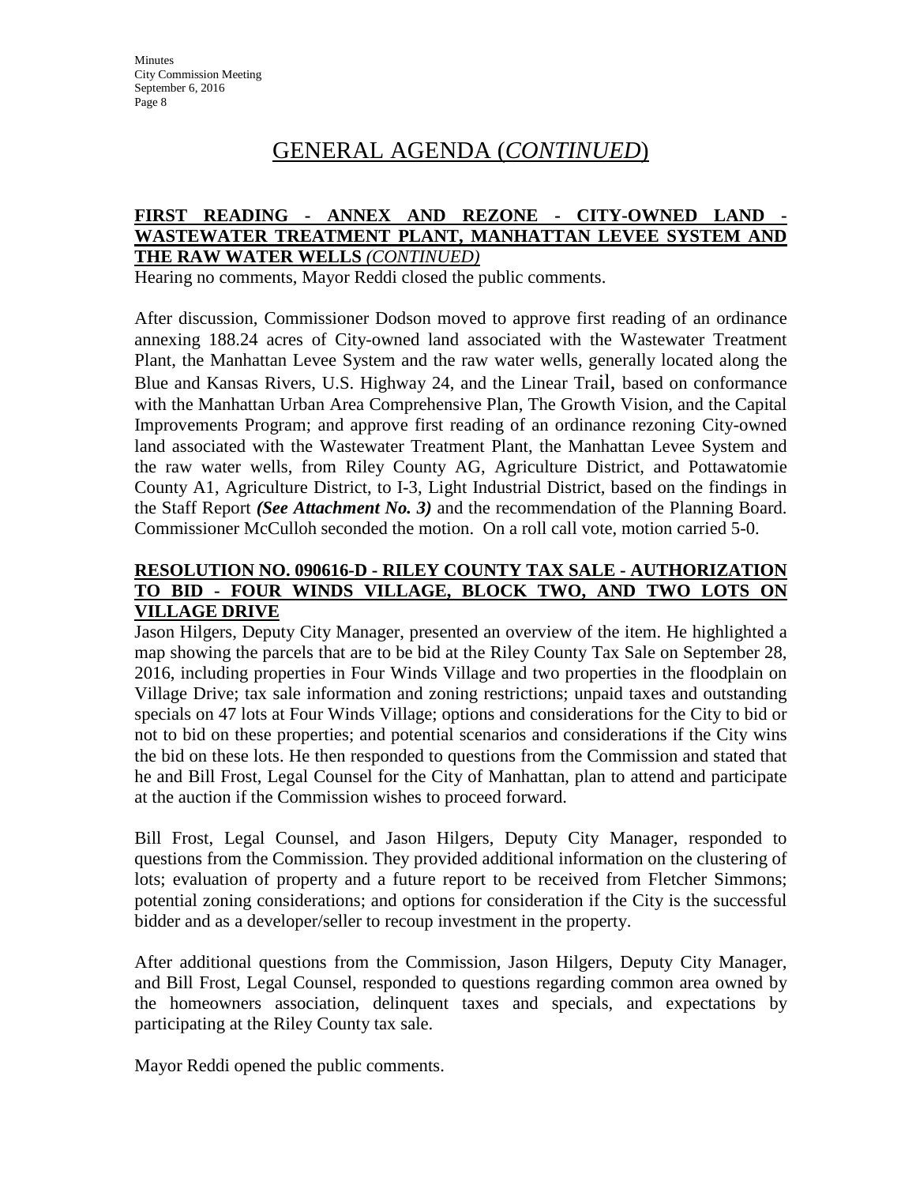# GENERAL AGENDA (*CONTINUED*)

**FIRST READING - ANNEX AND REZONE - CITY-OWNED LAND - WASTEWATER TREATMENT PLANT, MANHATTAN LEVEE SYSTEM AND THE RAW WATER WELLS *(CONTINUED)***

Hearing no comments, Mayor Reddi closed the public comments.

After discussion, Commissioner Dodson moved to approve first reading of an ordinance annexing 188.24 acres of City-owned land associated with the Wastewater Treatment Plant, the Manhattan Levee System and the raw water wells, generally located along the Blue and Kansas Rivers, U.S. Highway 24, and the Linear Trail, based on conformance with the Manhattan Urban Area Comprehensive Plan, The Growth Vision, and the Capital Improvements Program; and approve first reading of an ordinance rezoning City-owned land associated with the Wastewater Treatment Plant, the Manhattan Levee System and the raw water wells, from Riley County AG, Agriculture District, and Pottawatomie County A1, Agriculture District, to I-3, Light Industrial District, based on the findings in the Staff Report ***(See Attachment No. 3)*** and the recommendation of the Planning Board. Commissioner McCulloh seconded the motion. On a roll call vote, motion carried 5-0.

**RESOLUTION NO. 090616-D - RILEY COUNTY TAX SALE - AUTHORIZATION TO BID - FOUR WINDS VILLAGE, BLOCK TWO, AND TWO LOTS ON VILLAGE DRIVE**

Jason Hilgers, Deputy City Manager, presented an overview of the item. He highlighted a map showing the parcels that are to be bid at the Riley County Tax Sale on September 28, 2016, including properties in Four Winds Village and two properties in the floodplain on Village Drive; tax sale information and zoning restrictions; unpaid taxes and outstanding specials on 47 lots at Four Winds Village; options and considerations for the City to bid or not to bid on these properties; and potential scenarios and considerations if the City wins the bid on these lots. He then responded to questions from the Commission and stated that he and Bill Frost, Legal Counsel for the City of Manhattan, plan to attend and participate at the auction if the Commission wishes to proceed forward.

Bill Frost, Legal Counsel, and Jason Hilgers, Deputy City Manager, responded to questions from the Commission. They provided additional information on the clustering of lots; evaluation of property and a future report to be received from Fletcher Simmons; potential zoning considerations; and options for consideration if the City is the successful bidder and as a developer/seller to recoup investment in the property.

After additional questions from the Commission, Jason Hilgers, Deputy City Manager, and Bill Frost, Legal Counsel, responded to questions regarding common area owned by the homeowners association, delinquent taxes and specials, and expectations by participating at the Riley County tax sale.

Mayor Reddi opened the public comments.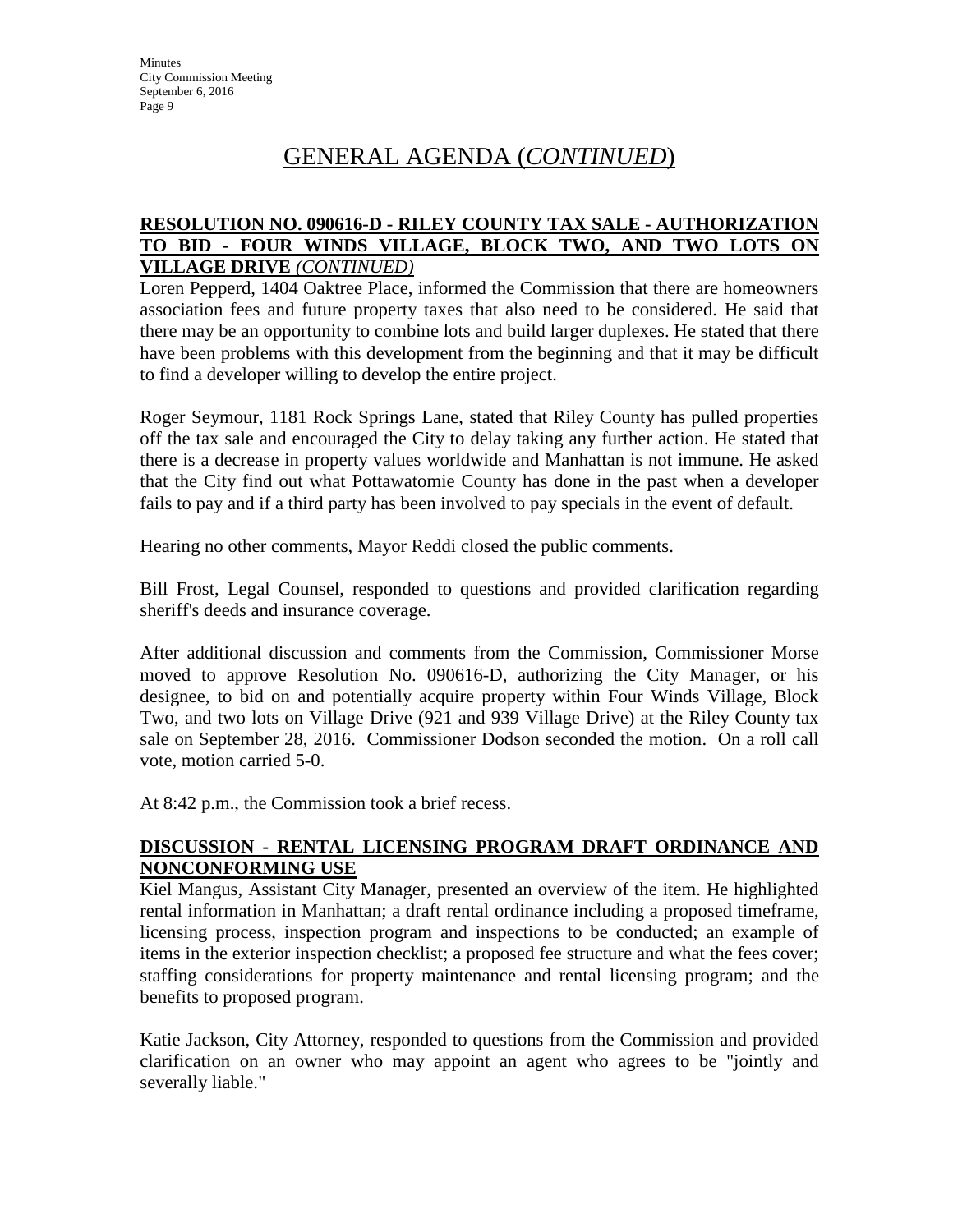# GENERAL AGENDA (*CONTINUED*)

**RESOLUTION NO. 090616-D - RILEY COUNTY TAX SALE - AUTHORIZATION TO BID - FOUR WINDS VILLAGE, BLOCK TWO, AND TWO LOTS ON VILLAGE DRIVE** ***(CONTINUED)***

Loren Pepperd, 1404 Oaktree Place, informed the Commission that there are homeowners association fees and future property taxes that also need to be considered. He said that there may be an opportunity to combine lots and build larger duplexes. He stated that there have been problems with this development from the beginning and that it may be difficult to find a developer willing to develop the entire project.

Roger Seymour, 1181 Rock Springs Lane, stated that Riley County has pulled properties off the tax sale and encouraged the City to delay taking any further action. He stated that there is a decrease in property values worldwide and Manhattan is not immune. He asked that the City find out what Pottawatomie County has done in the past when a developer fails to pay and if a third party has been involved to pay specials in the event of default.

Hearing no other comments, Mayor Reddi closed the public comments.

Bill Frost, Legal Counsel, responded to questions and provided clarification regarding sheriff's deeds and insurance coverage.

After additional discussion and comments from the Commission, Commissioner Morse moved to approve Resolution No. 090616-D, authorizing the City Manager, or his designee, to bid on and potentially acquire property within Four Winds Village, Block Two, and two lots on Village Drive (921 and 939 Village Drive) at the Riley County tax sale on September 28, 2016. Commissioner Dodson seconded the motion. On a roll call vote, motion carried 5-0.

At 8:42 p.m., the Commission took a brief recess.

**DISCUSSION - RENTAL LICENSING PROGRAM DRAFT ORDINANCE AND NONCONFORMING USE**

Kiel Mangus, Assistant City Manager, presented an overview of the item. He highlighted rental information in Manhattan; a draft rental ordinance including a proposed timeframe, licensing process, inspection program and inspections to be conducted; an example of items in the exterior inspection checklist; a proposed fee structure and what the fees cover; staffing considerations for property maintenance and rental licensing program; and the benefits to proposed program.

Katie Jackson, City Attorney, responded to questions from the Commission and provided clarification on an owner who may appoint an agent who agrees to be "jointly and severally liable."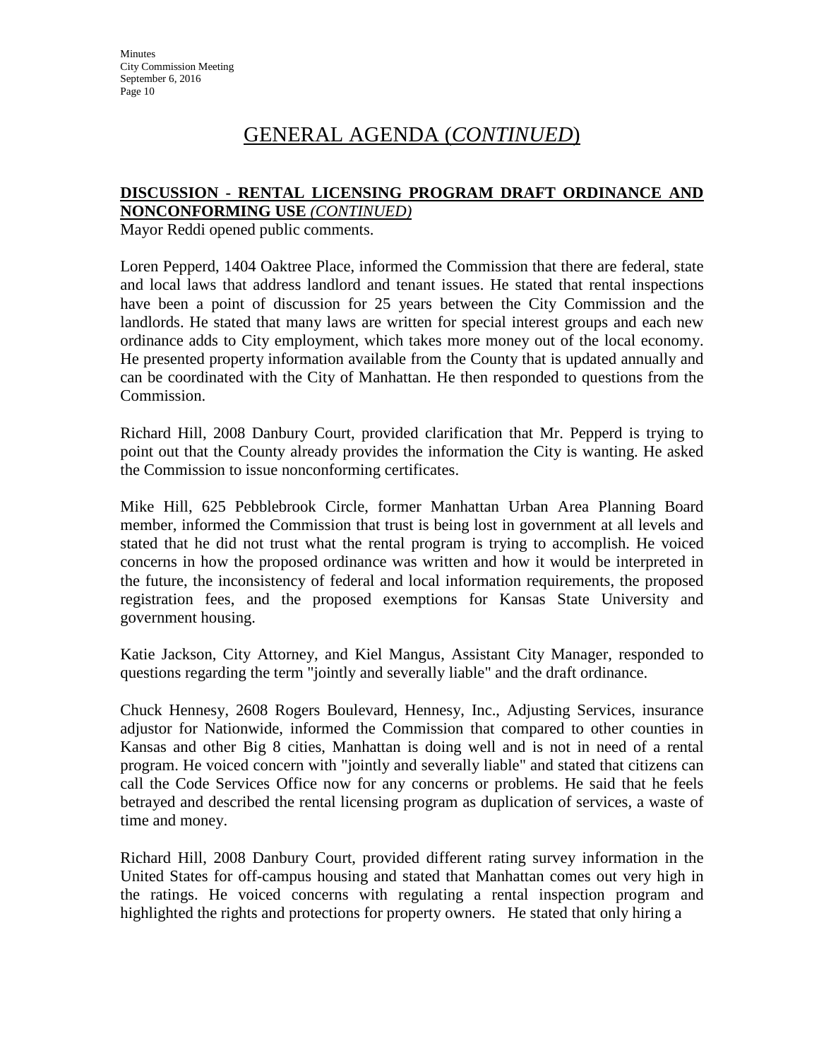# GENERAL AGENDA (*CONTINUED*)

**DISCUSSION - RENTAL LICENSING PROGRAM DRAFT ORDINANCE AND NONCONFORMING USE** *(CONTINUED)*

Mayor Reddi opened public comments.

Loren Pepperd, 1404 Oaktree Place, informed the Commission that there are federal, state and local laws that address landlord and tenant issues. He stated that rental inspections have been a point of discussion for 25 years between the City Commission and the landlords. He stated that many laws are written for special interest groups and each new ordinance adds to City employment, which takes more money out of the local economy. He presented property information available from the County that is updated annually and can be coordinated with the City of Manhattan. He then responded to questions from the Commission.

Richard Hill, 2008 Danbury Court, provided clarification that Mr. Pepperd is trying to point out that the County already provides the information the City is wanting. He asked the Commission to issue nonconforming certificates.

Mike Hill, 625 Pebblebrook Circle, former Manhattan Urban Area Planning Board member, informed the Commission that trust is being lost in government at all levels and stated that he did not trust what the rental program is trying to accomplish. He voiced concerns in how the proposed ordinance was written and how it would be interpreted in the future, the inconsistency of federal and local information requirements, the proposed registration fees, and the proposed exemptions for Kansas State University and government housing.

Katie Jackson, City Attorney, and Kiel Mangus, Assistant City Manager, responded to questions regarding the term "jointly and severally liable" and the draft ordinance.

Chuck Hennesy, 2608 Rogers Boulevard, Hennesy, Inc., Adjusting Services, insurance adjustor for Nationwide, informed the Commission that compared to other counties in Kansas and other Big 8 cities, Manhattan is doing well and is not in need of a rental program. He voiced concern with "jointly and severally liable" and stated that citizens can call the Code Services Office now for any concerns or problems. He said that he feels betrayed and described the rental licensing program as duplication of services, a waste of time and money.

Richard Hill, 2008 Danbury Court, provided different rating survey information in the United States for off-campus housing and stated that Manhattan comes out very high in the ratings. He voiced concerns with regulating a rental inspection program and highlighted the rights and protections for property owners. He stated that only hiring a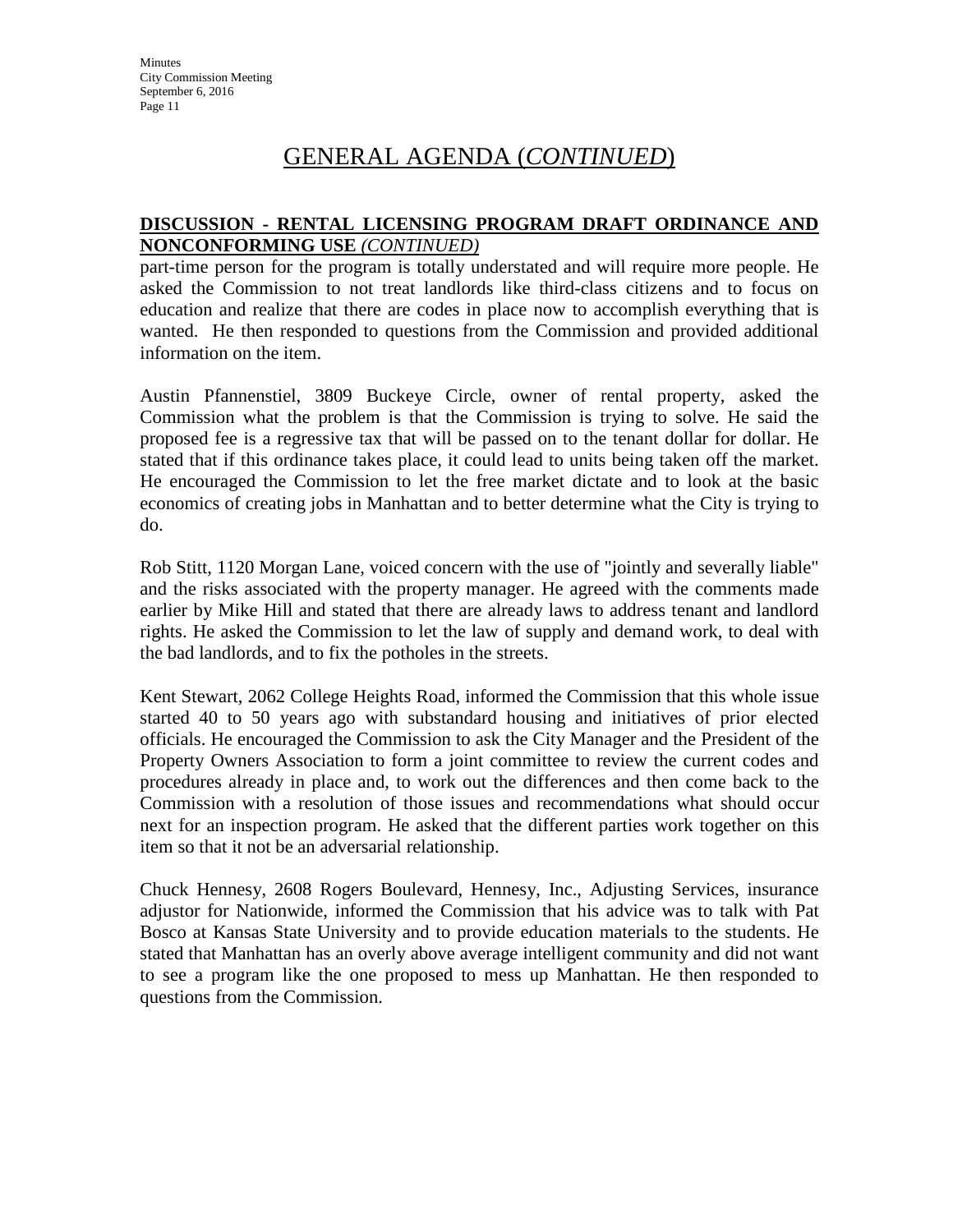# GENERAL AGENDA (*CONTINUED*)

**DISCUSSION - RENTAL LICENSING PROGRAM DRAFT ORDINANCE AND NONCONFORMING USE** ***(CONTINUED)***

part-time person for the program is totally understated and will require more people. He asked the Commission to not treat landlords like third-class citizens and to focus on education and realize that there are codes in place now to accomplish everything that is wanted. He then responded to questions from the Commission and provided additional information on the item.

Austin Pfannenstiel, 3809 Buckeye Circle, owner of rental property, asked the Commission what the problem is that the Commission is trying to solve. He said the proposed fee is a regressive tax that will be passed on to the tenant dollar for dollar. He stated that if this ordinance takes place, it could lead to units being taken off the market. He encouraged the Commission to let the free market dictate and to look at the basic economics of creating jobs in Manhattan and to better determine what the City is trying to do.

Rob Stitt, 1120 Morgan Lane, voiced concern with the use of "jointly and severally liable" and the risks associated with the property manager. He agreed with the comments made earlier by Mike Hill and stated that there are already laws to address tenant and landlord rights. He asked the Commission to let the law of supply and demand work, to deal with the bad landlords, and to fix the potholes in the streets.

Kent Stewart, 2062 College Heights Road, informed the Commission that this whole issue started 40 to 50 years ago with substandard housing and initiatives of prior elected officials. He encouraged the Commission to ask the City Manager and the President of the Property Owners Association to form a joint committee to review the current codes and procedures already in place and, to work out the differences and then come back to the Commission with a resolution of those issues and recommendations what should occur next for an inspection program. He asked that the different parties work together on this item so that it not be an adversarial relationship.

Chuck Hennesy, 2608 Rogers Boulevard, Hennesy, Inc., Adjusting Services, insurance adjustor for Nationwide, informed the Commission that his advice was to talk with Pat Bosco at Kansas State University and to provide education materials to the students. He stated that Manhattan has an overly above average intelligent community and did not want to see a program like the one proposed to mess up Manhattan. He then responded to questions from the Commission.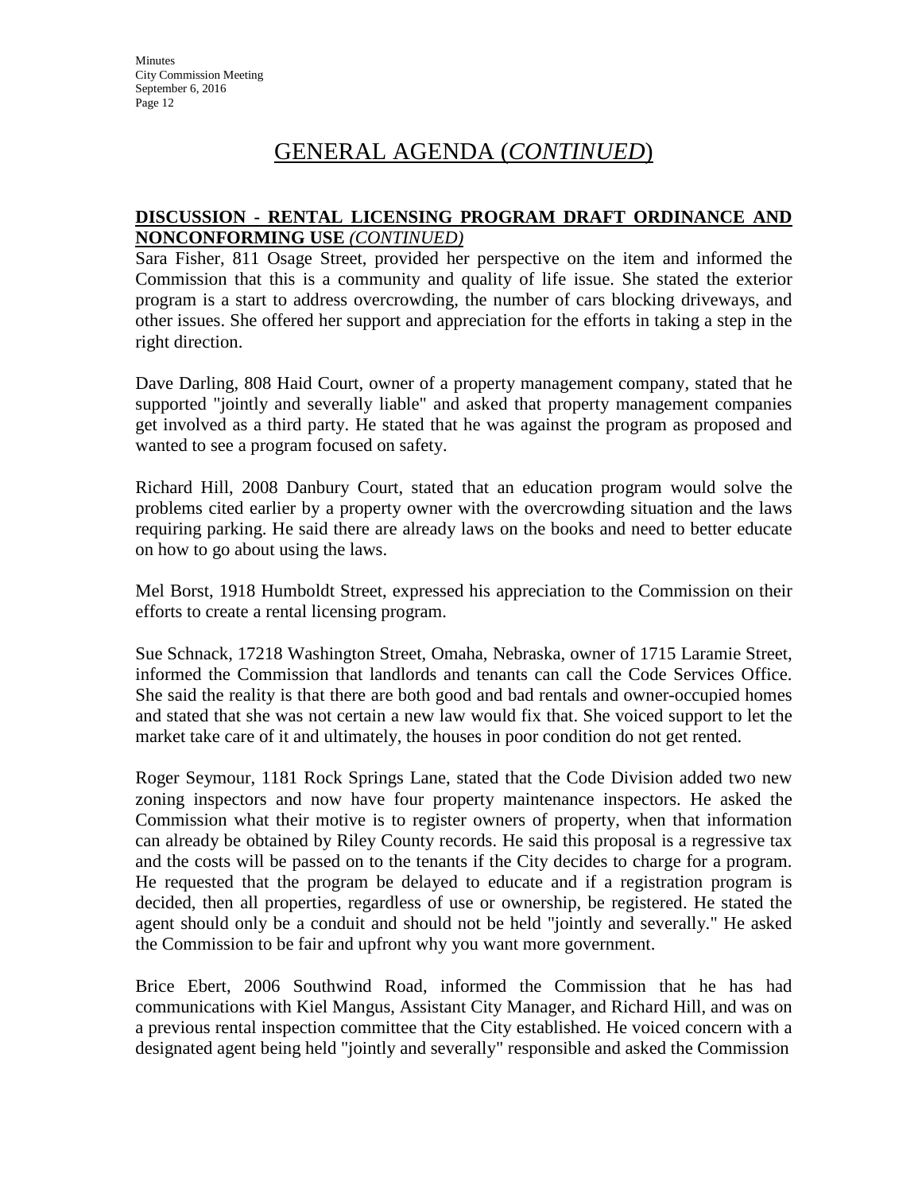## GENERAL AGENDA (*CONTINUED*)

**DISCUSSION - RENTAL LICENSING PROGRAM DRAFT ORDINANCE AND NONCONFORMING USE** ***(CONTINUED)***

Sara Fisher, 811 Osage Street, provided her perspective on the item and informed the Commission that this is a community and quality of life issue. She stated the exterior program is a start to address overcrowding, the number of cars blocking driveways, and other issues. She offered her support and appreciation for the efforts in taking a step in the right direction.

Dave Darling, 808 Haid Court, owner of a property management company, stated that he supported "jointly and severally liable" and asked that property management companies get involved as a third party. He stated that he was against the program as proposed and wanted to see a program focused on safety.

Richard Hill, 2008 Danbury Court, stated that an education program would solve the problems cited earlier by a property owner with the overcrowding situation and the laws requiring parking. He said there are already laws on the books and need to better educate on how to go about using the laws.

Mel Borst, 1918 Humboldt Street, expressed his appreciation to the Commission on their efforts to create a rental licensing program.

Sue Schnack, 17218 Washington Street, Omaha, Nebraska, owner of 1715 Laramie Street, informed the Commission that landlords and tenants can call the Code Services Office. She said the reality is that there are both good and bad rentals and owner-occupied homes and stated that she was not certain a new law would fix that. She voiced support to let the market take care of it and ultimately, the houses in poor condition do not get rented.

Roger Seymour, 1181 Rock Springs Lane, stated that the Code Division added two new zoning inspectors and now have four property maintenance inspectors. He asked the Commission what their motive is to register owners of property, when that information can already be obtained by Riley County records. He said this proposal is a regressive tax and the costs will be passed on to the tenants if the City decides to charge for a program. He requested that the program be delayed to educate and if a registration program is decided, then all properties, regardless of use or ownership, be registered. He stated the agent should only be a conduit and should not be held "jointly and severally." He asked the Commission to be fair and upfront why you want more government.

Brice Ebert, 2006 Southwind Road, informed the Commission that he has had communications with Kiel Mangus, Assistant City Manager, and Richard Hill, and was on a previous rental inspection committee that the City established. He voiced concern with a designated agent being held "jointly and severally" responsible and asked the Commission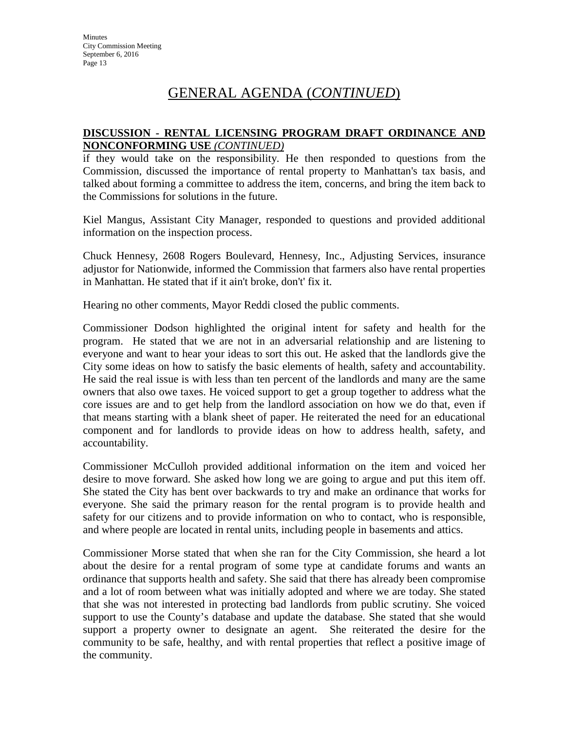# GENERAL AGENDA (*CONTINUED*)

**DISCUSSION - RENTAL LICENSING PROGRAM DRAFT ORDINANCE AND NONCONFORMING USE** ***(CONTINUED)***

if they would take on the responsibility. He then responded to questions from the Commission, discussed the importance of rental property to Manhattan's tax basis, and talked about forming a committee to address the item, concerns, and bring the item back to the Commissions for solutions in the future.

Kiel Mangus, Assistant City Manager, responded to questions and provided additional information on the inspection process.

Chuck Hennesy, 2608 Rogers Boulevard, Hennesy, Inc., Adjusting Services, insurance adjustor for Nationwide, informed the Commission that farmers also have rental properties in Manhattan. He stated that if it ain't broke, don't' fix it.

Hearing no other comments, Mayor Reddi closed the public comments.

Commissioner Dodson highlighted the original intent for safety and health for the program. He stated that we are not in an adversarial relationship and are listening to everyone and want to hear your ideas to sort this out. He asked that the landlords give the City some ideas on how to satisfy the basic elements of health, safety and accountability. He said the real issue is with less than ten percent of the landlords and many are the same owners that also owe taxes. He voiced support to get a group together to address what the core issues are and to get help from the landlord association on how we do that, even if that means starting with a blank sheet of paper. He reiterated the need for an educational component and for landlords to provide ideas on how to address health, safety, and accountability.

Commissioner McCulloh provided additional information on the item and voiced her desire to move forward. She asked how long we are going to argue and put this item off. She stated the City has bent over backwards to try and make an ordinance that works for everyone. She said the primary reason for the rental program is to provide health and safety for our citizens and to provide information on who to contact, who is responsible, and where people are located in rental units, including people in basements and attics.

Commissioner Morse stated that when she ran for the City Commission, she heard a lot about the desire for a rental program of some type at candidate forums and wants an ordinance that supports health and safety. She said that there has already been compromise and a lot of room between what was initially adopted and where we are today. She stated that she was not interested in protecting bad landlords from public scrutiny. She voiced support to use the County's database and update the database. She stated that she would support a property owner to designate an agent. She reiterated the desire for the community to be safe, healthy, and with rental properties that reflect a positive image of the community.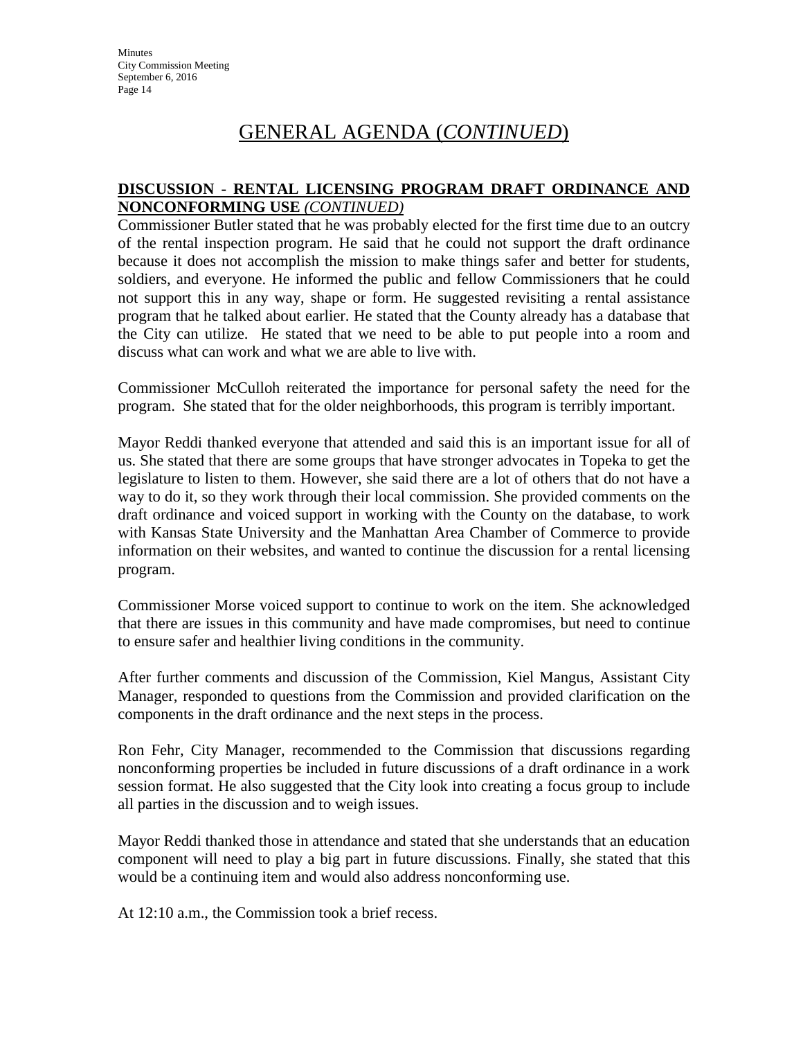# GENERAL AGENDA (*CONTINUED*)

**DISCUSSION - RENTAL LICENSING PROGRAM DRAFT ORDINANCE AND NONCONFORMING USE** ***(CONTINUED)***

Commissioner Butler stated that he was probably elected for the first time due to an outcry of the rental inspection program. He said that he could not support the draft ordinance because it does not accomplish the mission to make things safer and better for students, soldiers, and everyone. He informed the public and fellow Commissioners that he could not support this in any way, shape or form. He suggested revisiting a rental assistance program that he talked about earlier. He stated that the County already has a database that the City can utilize. He stated that we need to be able to put people into a room and discuss what can work and what we are able to live with.

Commissioner McCulloh reiterated the importance for personal safety the need for the program. She stated that for the older neighborhoods, this program is terribly important.

Mayor Reddi thanked everyone that attended and said this is an important issue for all of us. She stated that there are some groups that have stronger advocates in Topeka to get the legislature to listen to them. However, she said there are a lot of others that do not have a way to do it, so they work through their local commission. She provided comments on the draft ordinance and voiced support in working with the County on the database, to work with Kansas State University and the Manhattan Area Chamber of Commerce to provide information on their websites, and wanted to continue the discussion for a rental licensing program.

Commissioner Morse voiced support to continue to work on the item. She acknowledged that there are issues in this community and have made compromises, but need to continue to ensure safer and healthier living conditions in the community.

After further comments and discussion of the Commission, Kiel Mangus, Assistant City Manager, responded to questions from the Commission and provided clarification on the components in the draft ordinance and the next steps in the process.

Ron Fehr, City Manager, recommended to the Commission that discussions regarding nonconforming properties be included in future discussions of a draft ordinance in a work session format. He also suggested that the City look into creating a focus group to include all parties in the discussion and to weigh issues.

Mayor Reddi thanked those in attendance and stated that she understands that an education component will need to play a big part in future discussions. Finally, she stated that this would be a continuing item and would also address nonconforming use.

At 12:10 a.m., the Commission took a brief recess.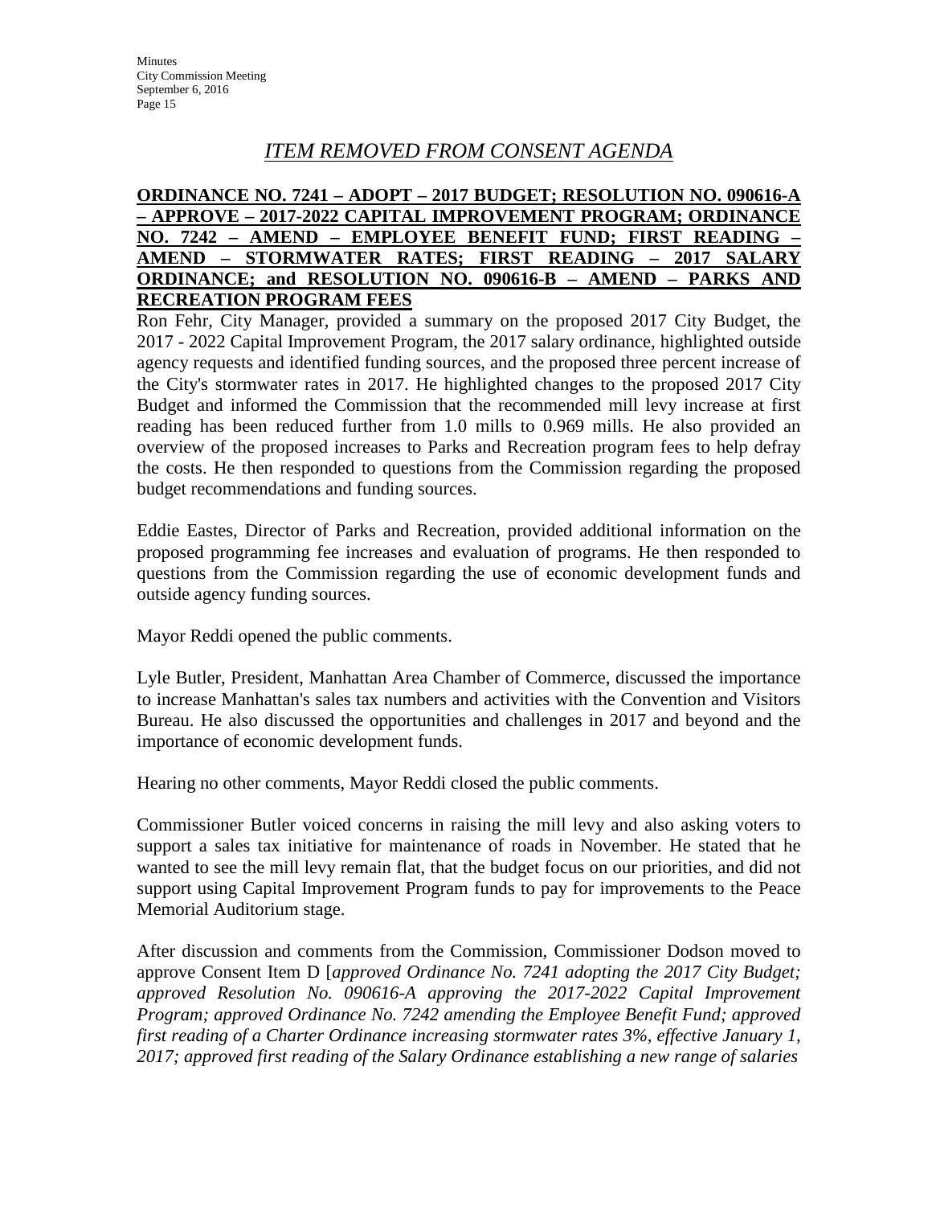## *ITEM REMOVED FROM CONSENT AGENDA*

**ORDINANCE NO. 7241 – ADOPT – 2017 BUDGET; RESOLUTION NO. 090616-A – APPROVE – 2017-2022 CAPITAL IMPROVEMENT PROGRAM; ORDINANCE NO. 7242 – AMEND – EMPLOYEE BENEFIT FUND; FIRST READING – AMEND – STORMWATER RATES; FIRST READING – 2017 SALARY ORDINANCE; and RESOLUTION NO. 090616-B – AMEND – PARKS AND RECREATION PROGRAM FEES**

Ron Fehr, City Manager, provided a summary on the proposed 2017 City Budget, the 2017 - 2022 Capital Improvement Program, the 2017 salary ordinance, highlighted outside agency requests and identified funding sources, and the proposed three percent increase of the City's stormwater rates in 2017. He highlighted changes to the proposed 2017 City Budget and informed the Commission that the recommended mill levy increase at first reading has been reduced further from 1.0 mills to 0.969 mills. He also provided an overview of the proposed increases to Parks and Recreation program fees to help defray the costs. He then responded to questions from the Commission regarding the proposed budget recommendations and funding sources.

Eddie Eastes, Director of Parks and Recreation, provided additional information on the proposed programming fee increases and evaluation of programs. He then responded to questions from the Commission regarding the use of economic development funds and outside agency funding sources.

Mayor Reddi opened the public comments.

Lyle Butler, President, Manhattan Area Chamber of Commerce, discussed the importance to increase Manhattan's sales tax numbers and activities with the Convention and Visitors Bureau. He also discussed the opportunities and challenges in 2017 and beyond and the importance of economic development funds.

Hearing no other comments, Mayor Reddi closed the public comments.

Commissioner Butler voiced concerns in raising the mill levy and also asking voters to support a sales tax initiative for maintenance of roads in November. He stated that he wanted to see the mill levy remain flat, that the budget focus on our priorities, and did not support using Capital Improvement Program funds to pay for improvements to the Peace Memorial Auditorium stage.

After discussion and comments from the Commission, Commissioner Dodson moved to approve Consent Item D [*approved Ordinance No. 7241 adopting the 2017 City Budget; approved Resolution No. 090616-A approving the 2017-2022 Capital Improvement Program; approved Ordinance No. 7242 amending the Employee Benefit Fund; approved first reading of a Charter Ordinance increasing stormwater rates 3%, effective January 1, 2017; approved first reading of the Salary Ordinance establishing a new range of salaries*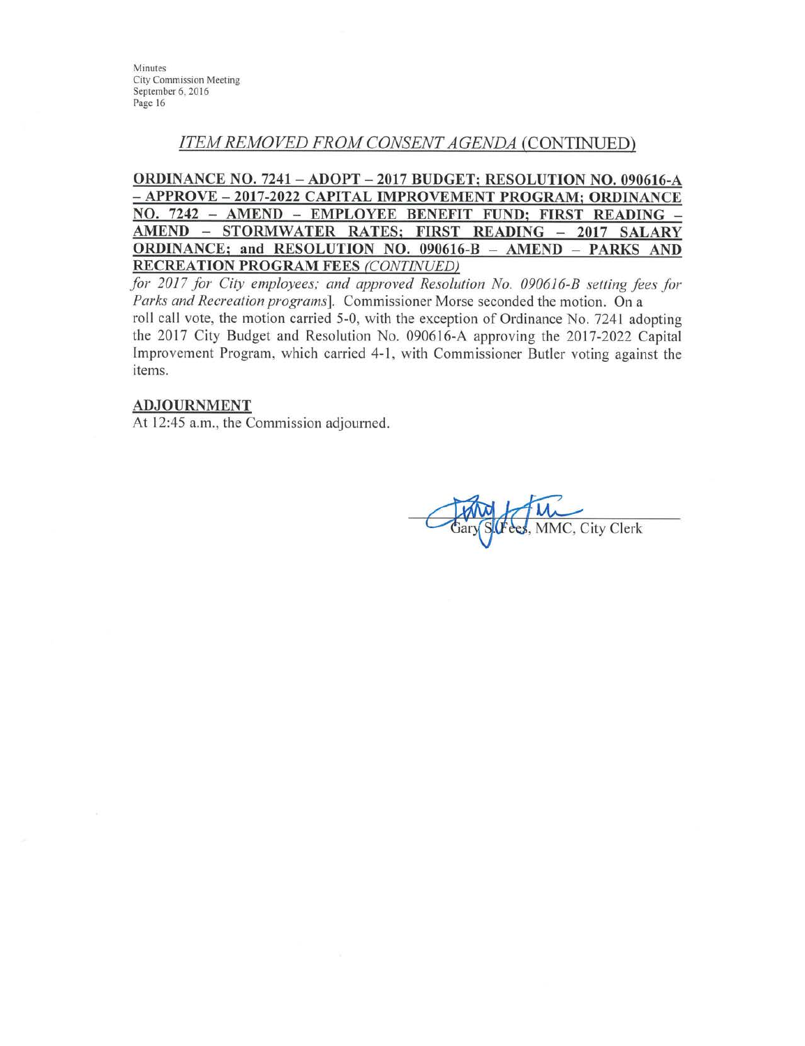## *ITEM REMOVED FROM CONSENT AGENDA* (CONTINUED)

**ORDINANCE NO. 7241 – ADOPT – 2017 BUDGET; RESOLUTION NO. 090616-A – APPROVE – 2017-2022 CAPITAL IMPROVEMENT PROGRAM; ORDINANCE NO. 7242 – AMEND – EMPLOYEE BENEFIT FUND; FIRST READING – AMEND – STORMWATER RATES; FIRST READING – 2017 SALARY ORDINANCE; and RESOLUTION NO. 090616-B – AMEND – PARKS AND RECREATION PROGRAM FEES *(CONTINUED)***

*for 2017 for City employees; and approved Resolution No. 090616-B setting fees for Parks and Recreation programs*]. Commissioner Morse seconded the motion. On a roll call vote, the motion carried 5-0, with the exception of Ordinance No. 7241 adopting the 2017 City Budget and Resolution No. 090616-A approving the 2017-2022 Capital Improvement Program, which carried 4-1, with Commissioner Butler voting against the items.

**ADJOURNMENT**

At 12:45 a.m., the Commission adjourned.

Gary S. Fees, MMC, City Clerk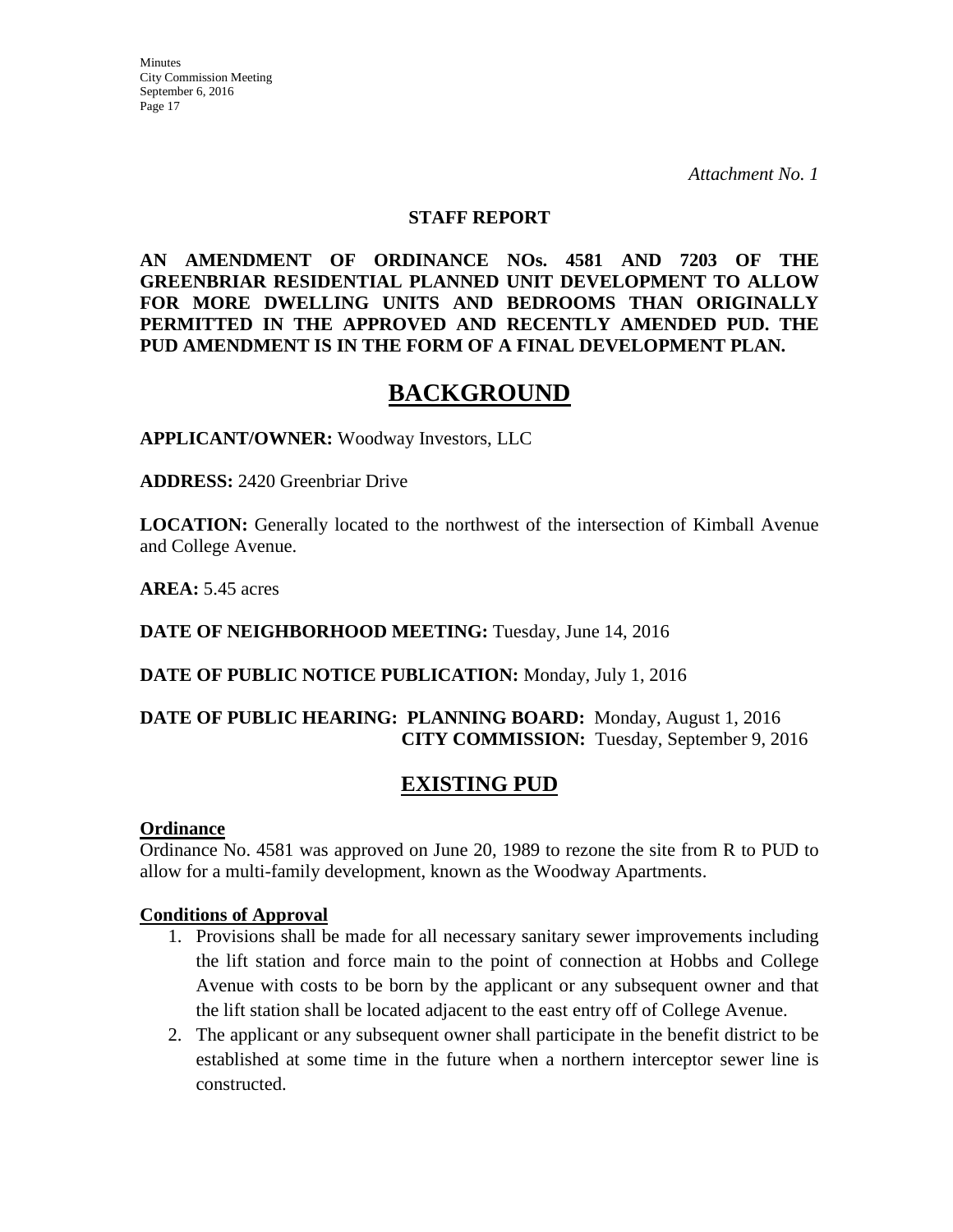*Attachment No. 1*

**STAFF REPORT**

**AN AMENDMENT OF ORDINANCE NOs. 4581 AND 7203 OF THE GREENBRIAR RESIDENTIAL PLANNED UNIT DEVELOPMENT TO ALLOW FOR MORE DWELLING UNITS AND BEDROOMS THAN ORIGINALLY PERMITTED IN THE APPROVED AND RECENTLY AMENDED PUD. THE PUD AMENDMENT IS IN THE FORM OF A FINAL DEVELOPMENT PLAN.**

# BACKGROUND

**APPLICANT/OWNER:** Woodway Investors, LLC

**ADDRESS:** 2420 Greenbriar Drive

**LOCATION:** Generally located to the northwest of the intersection of Kimball Avenue and College Avenue.

**AREA:** 5.45 acres

**DATE OF NEIGHBORHOOD MEETING:** Tuesday, June 14, 2016

**DATE OF PUBLIC NOTICE PUBLICATION:** Monday, July 1, 2016

**DATE OF PUBLIC HEARING:** **PLANNING BOARD:** Monday, August 1, 2016
**CITY COMMISSION:** Tuesday, September 9, 2016

## EXISTING PUD

### Ordinance

Ordinance No. 4581 was approved on June 20, 1989 to rezone the site from R to PUD to allow for a multi-family development, known as the Woodway Apartments.

### Conditions of Approval

1. Provisions shall be made for all necessary sanitary sewer improvements including the lift station and force main to the point of connection at Hobbs and College Avenue with costs to be born by the applicant or any subsequent owner and that the lift station shall be located adjacent to the east entry off of College Avenue.
2. The applicant or any subsequent owner shall participate in the benefit district to be established at some time in the future when a northern interceptor sewer line is constructed.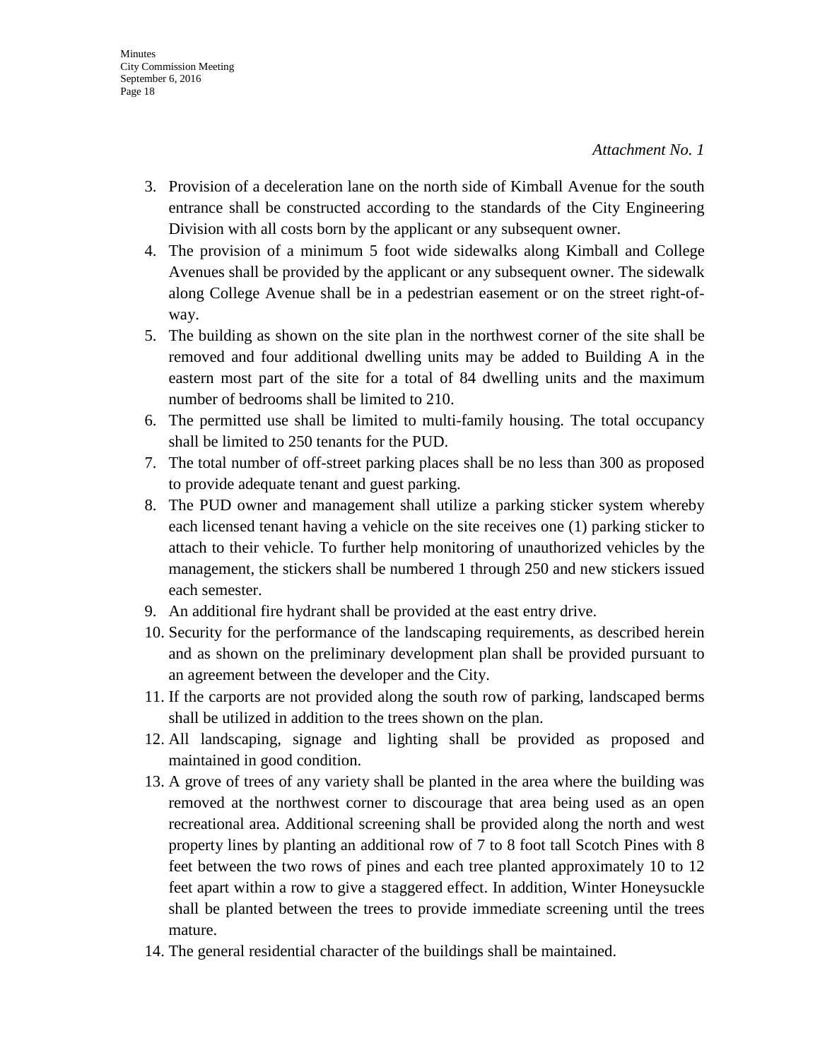*Attachment No. 1*

3. Provision of a deceleration lane on the north side of Kimball Avenue for the south entrance shall be constructed according to the standards of the City Engineering Division with all costs born by the applicant or any subsequent owner.
4. The provision of a minimum 5 foot wide sidewalks along Kimball and College Avenues shall be provided by the applicant or any subsequent owner. The sidewalk along College Avenue shall be in a pedestrian easement or on the street right-of-way.
5. The building as shown on the site plan in the northwest corner of the site shall be removed and four additional dwelling units may be added to Building A in the eastern most part of the site for a total of 84 dwelling units and the maximum number of bedrooms shall be limited to 210.
6. The permitted use shall be limited to multi-family housing. The total occupancy shall be limited to 250 tenants for the PUD.
7. The total number of off-street parking places shall be no less than 300 as proposed to provide adequate tenant and guest parking.
8. The PUD owner and management shall utilize a parking sticker system whereby each licensed tenant having a vehicle on the site receives one (1) parking sticker to attach to their vehicle. To further help monitoring of unauthorized vehicles by the management, the stickers shall be numbered 1 through 250 and new stickers issued each semester.
9. An additional fire hydrant shall be provided at the east entry drive.
10. Security for the performance of the landscaping requirements, as described herein and as shown on the preliminary development plan shall be provided pursuant to an agreement between the developer and the City.
11. If the carports are not provided along the south row of parking, landscaped berms shall be utilized in addition to the trees shown on the plan.
12. All landscaping, signage and lighting shall be provided as proposed and maintained in good condition.
13. A grove of trees of any variety shall be planted in the area where the building was removed at the northwest corner to discourage that area being used as an open recreational area. Additional screening shall be provided along the north and west property lines by planting an additional row of 7 to 8 foot tall Scotch Pines with 8 feet between the two rows of pines and each tree planted approximately 10 to 12 feet apart within a row to give a staggered effect. In addition, Winter Honeysuckle shall be planted between the trees to provide immediate screening until the trees mature.
14. The general residential character of the buildings shall be maintained.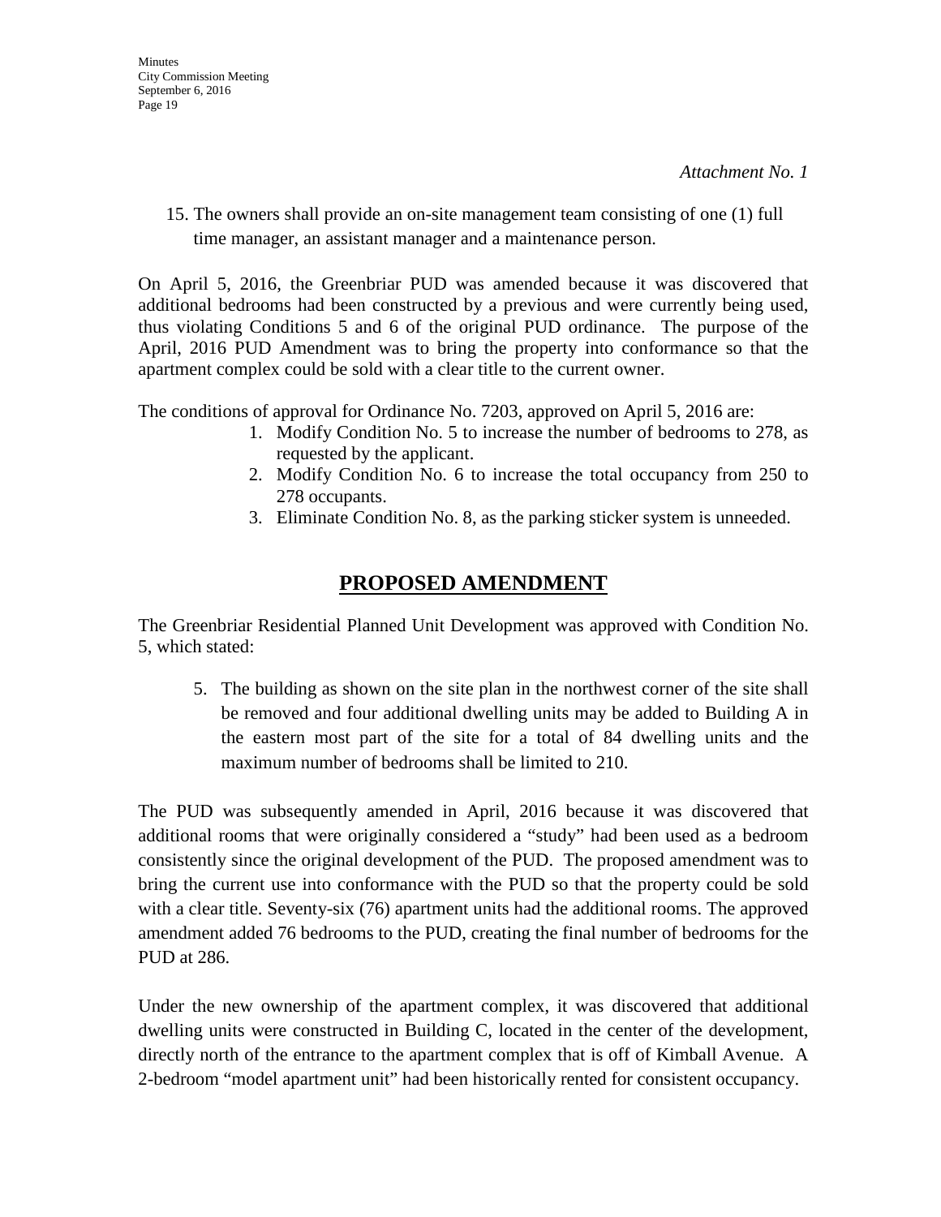*Attachment No. 1*

15. The owners shall provide an on-site management team consisting of one (1) full time manager, an assistant manager and a maintenance person.

On April 5, 2016, the Greenbriar PUD was amended because it was discovered that additional bedrooms had been constructed by a previous and were currently being used, thus violating Conditions 5 and 6 of the original PUD ordinance. The purpose of the April, 2016 PUD Amendment was to bring the property into conformance so that the apartment complex could be sold with a clear title to the current owner.

The conditions of approval for Ordinance No. 7203, approved on April 5, 2016 are:

1. Modify Condition No. 5 to increase the number of bedrooms to 278, as requested by the applicant.
2. Modify Condition No. 6 to increase the total occupancy from 250 to 278 occupants.
3. Eliminate Condition No. 8, as the parking sticker system is unneeded.

## PROPOSED AMENDMENT

The Greenbriar Residential Planned Unit Development was approved with Condition No. 5, which stated:

5. The building as shown on the site plan in the northwest corner of the site shall be removed and four additional dwelling units may be added to Building A in the eastern most part of the site for a total of 84 dwelling units and the maximum number of bedrooms shall be limited to 210.

The PUD was subsequently amended in April, 2016 because it was discovered that additional rooms that were originally considered a "study" had been used as a bedroom consistently since the original development of the PUD. The proposed amendment was to bring the current use into conformance with the PUD so that the property could be sold with a clear title. Seventy-six (76) apartment units had the additional rooms. The approved amendment added 76 bedrooms to the PUD, creating the final number of bedrooms for the PUD at 286.

Under the new ownership of the apartment complex, it was discovered that additional dwelling units were constructed in Building C, located in the center of the development, directly north of the entrance to the apartment complex that is off of Kimball Avenue. A 2-bedroom "model apartment unit" had been historically rented for consistent occupancy.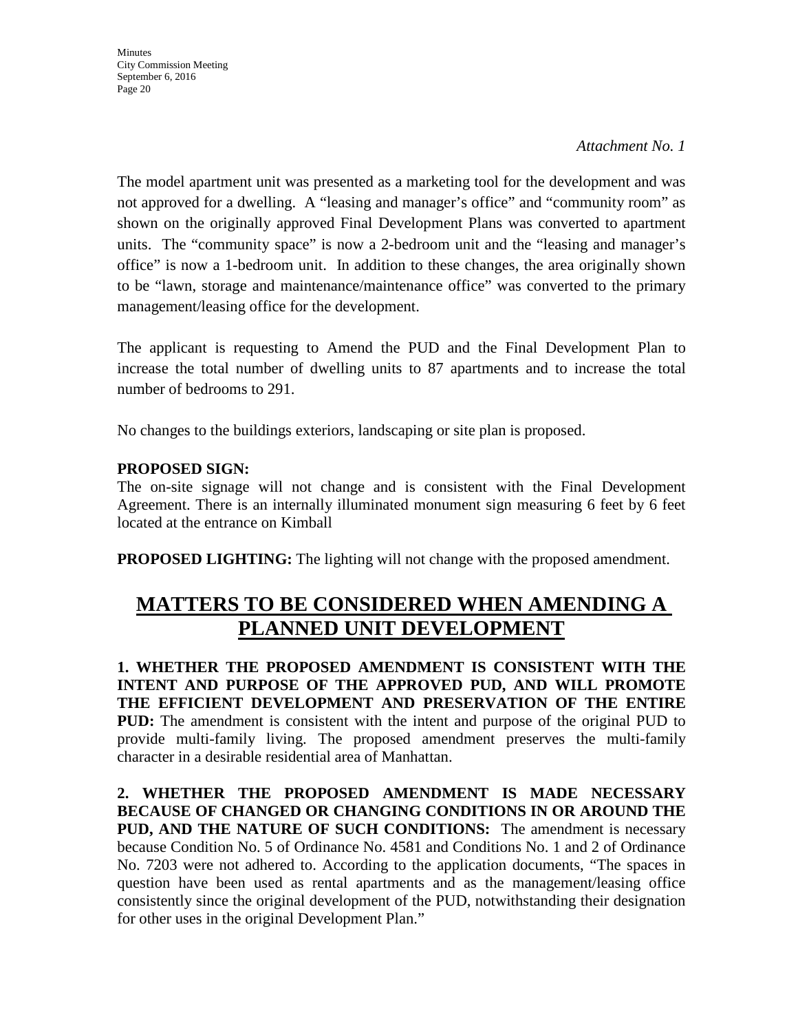*Attachment No. 1*

The model apartment unit was presented as a marketing tool for the development and was not approved for a dwelling. A "leasing and manager's office" and "community room" as shown on the originally approved Final Development Plans was converted to apartment units. The "community space" is now a 2-bedroom unit and the "leasing and manager's office" is now a 1-bedroom unit. In addition to these changes, the area originally shown to be "lawn, storage and maintenance/maintenance office" was converted to the primary management/leasing office for the development.

The applicant is requesting to Amend the PUD and the Final Development Plan to increase the total number of dwelling units to 87 apartments and to increase the total number of bedrooms to 291.

No changes to the buildings exteriors, landscaping or site plan is proposed.

**PROPOSED SIGN:**
The on-site signage will not change and is consistent with the Final Development Agreement. There is an internally illuminated monument sign measuring 6 feet by 6 feet located at the entrance on Kimball

**PROPOSED LIGHTING:** The lighting will not change with the proposed amendment.

# MATTERS TO BE CONSIDERED WHEN AMENDING A PLANNED UNIT DEVELOPMENT

**1. WHETHER THE PROPOSED AMENDMENT IS CONSISTENT WITH THE INTENT AND PURPOSE OF THE APPROVED PUD, AND WILL PROMOTE THE EFFICIENT DEVELOPMENT AND PRESERVATION OF THE ENTIRE PUD:** The amendment is consistent with the intent and purpose of the original PUD to provide multi-family living. The proposed amendment preserves the multi-family character in a desirable residential area of Manhattan.

**2. WHETHER THE PROPOSED AMENDMENT IS MADE NECESSARY BECAUSE OF CHANGED OR CHANGING CONDITIONS IN OR AROUND THE PUD, AND THE NATURE OF SUCH CONDITIONS:** The amendment is necessary because Condition No. 5 of Ordinance No. 4581 and Conditions No. 1 and 2 of Ordinance No. 7203 were not adhered to. According to the application documents, "The spaces in question have been used as rental apartments and as the management/leasing office consistently since the original development of the PUD, notwithstanding their designation for other uses in the original Development Plan."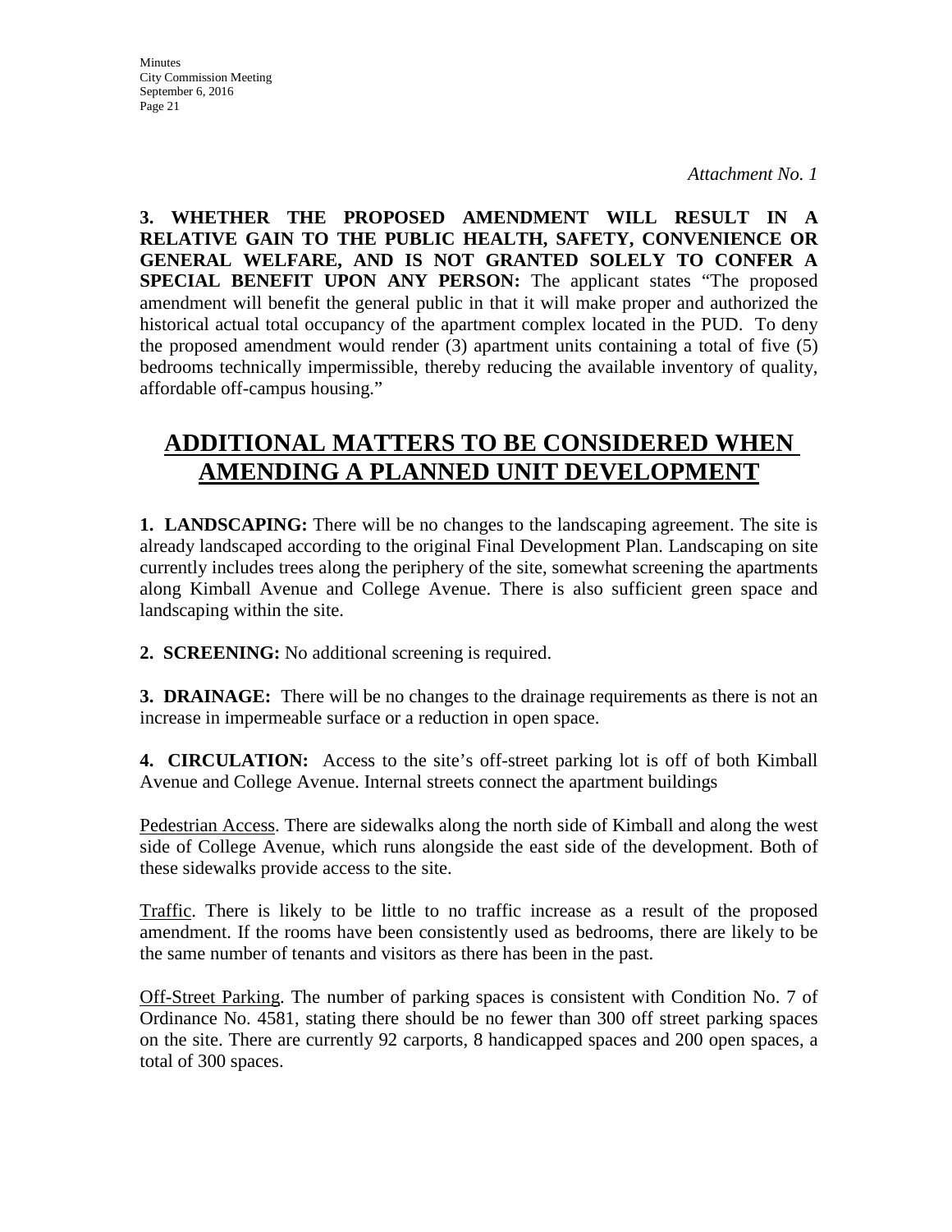*Attachment No. 1*

**3. WHETHER THE PROPOSED AMENDMENT WILL RESULT IN A RELATIVE GAIN TO THE PUBLIC HEALTH, SAFETY, CONVENIENCE OR GENERAL WELFARE, AND IS NOT GRANTED SOLELY TO CONFER A SPECIAL BENEFIT UPON ANY PERSON:** The applicant states "The proposed amendment will benefit the general public in that it will make proper and authorized the historical actual total occupancy of the apartment complex located in the PUD. To deny the proposed amendment would render (3) apartment units containing a total of five (5) bedrooms technically impermissible, thereby reducing the available inventory of quality, affordable off-campus housing."

## ADDITIONAL MATTERS TO BE CONSIDERED WHEN AMENDING A PLANNED UNIT DEVELOPMENT

**1. LANDSCAPING:** There will be no changes to the landscaping agreement. The site is already landscaped according to the original Final Development Plan. Landscaping on site currently includes trees along the periphery of the site, somewhat screening the apartments along Kimball Avenue and College Avenue. There is also sufficient green space and landscaping within the site.

**2. SCREENING:** No additional screening is required.

**3. DRAINAGE:** There will be no changes to the drainage requirements as there is not an increase in impermeable surface or a reduction in open space.

**4. CIRCULATION:** Access to the site's off-street parking lot is off of both Kimball Avenue and College Avenue. Internal streets connect the apartment buildings

Pedestrian Access. There are sidewalks along the north side of Kimball and along the west side of College Avenue, which runs alongside the east side of the development. Both of these sidewalks provide access to the site.

Traffic. There is likely to be little to no traffic increase as a result of the proposed amendment. If the rooms have been consistently used as bedrooms, there are likely to be the same number of tenants and visitors as there has been in the past.

Off-Street Parking. The number of parking spaces is consistent with Condition No. 7 of Ordinance No. 4581, stating there should be no fewer than 300 off street parking spaces on the site. There are currently 92 carports, 8 handicapped spaces and 200 open spaces, a total of 300 spaces.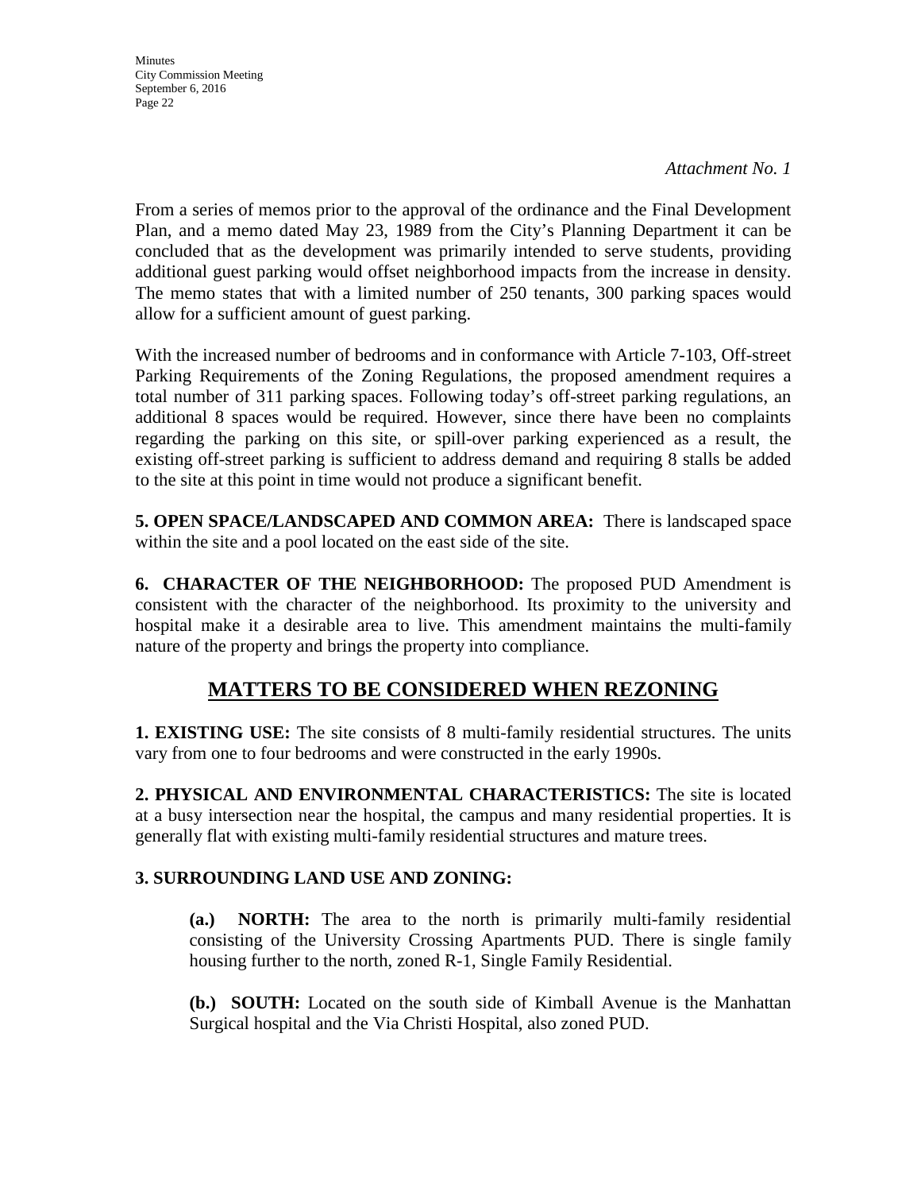*Attachment No. 1*

From a series of memos prior to the approval of the ordinance and the Final Development Plan, and a memo dated May 23, 1989 from the City's Planning Department it can be concluded that as the development was primarily intended to serve students, providing additional guest parking would offset neighborhood impacts from the increase in density. The memo states that with a limited number of 250 tenants, 300 parking spaces would allow for a sufficient amount of guest parking.

With the increased number of bedrooms and in conformance with Article 7-103, Off-street Parking Requirements of the Zoning Regulations, the proposed amendment requires a total number of 311 parking spaces. Following today's off-street parking regulations, an additional 8 spaces would be required. However, since there have been no complaints regarding the parking on this site, or spill-over parking experienced as a result, the existing off-street parking is sufficient to address demand and requiring 8 stalls be added to the site at this point in time would not produce a significant benefit.

**5. OPEN SPACE/LANDSCAPED AND COMMON AREA:** There is landscaped space within the site and a pool located on the east side of the site.

**6. CHARACTER OF THE NEIGHBORHOOD:** The proposed PUD Amendment is consistent with the character of the neighborhood. Its proximity to the university and hospital make it a desirable area to live. This amendment maintains the multi-family nature of the property and brings the property into compliance.

## MATTERS TO BE CONSIDERED WHEN REZONING

**1. EXISTING USE:** The site consists of 8 multi-family residential structures. The units vary from one to four bedrooms and were constructed in the early 1990s.

**2. PHYSICAL AND ENVIRONMENTAL CHARACTERISTICS:** The site is located at a busy intersection near the hospital, the campus and many residential properties. It is generally flat with existing multi-family residential structures and mature trees.

**3. SURROUNDING LAND USE AND ZONING:**

**(a.) NORTH:** The area to the north is primarily multi-family residential consisting of the University Crossing Apartments PUD. There is single family housing further to the north, zoned R-1, Single Family Residential.

**(b.) SOUTH:** Located on the south side of Kimball Avenue is the Manhattan Surgical hospital and the Via Christi Hospital, also zoned PUD.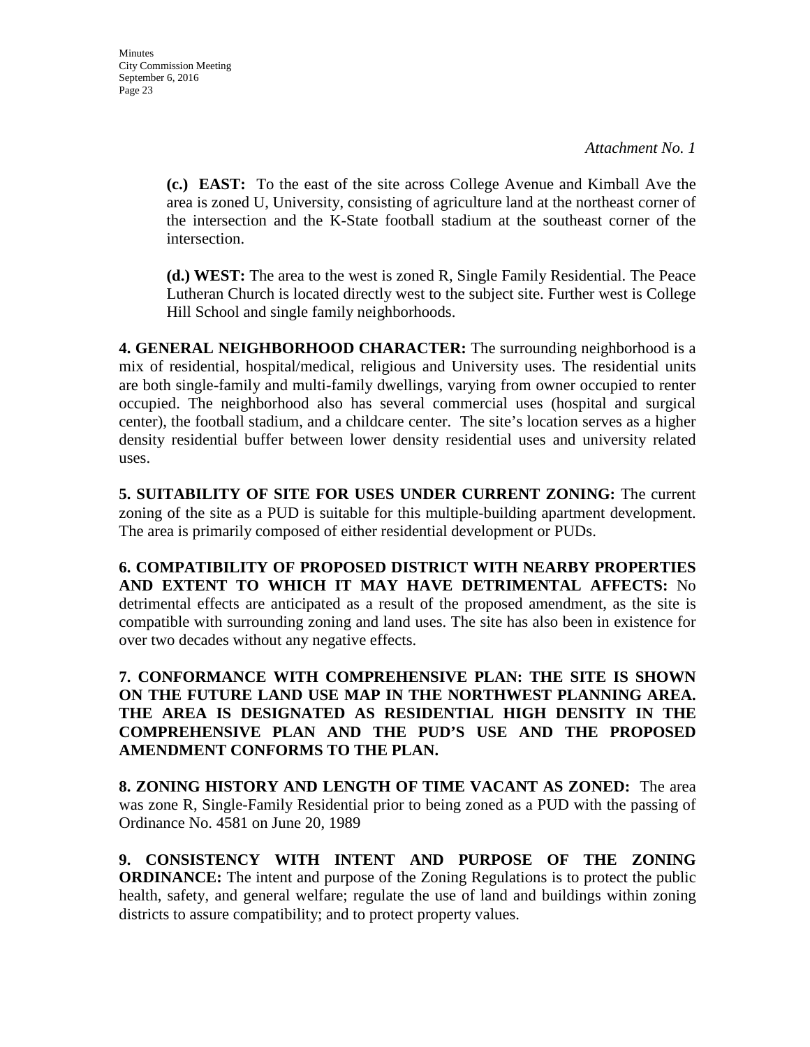*Attachment No. 1*

**(c.) EAST:** To the east of the site across College Avenue and Kimball Ave the area is zoned U, University, consisting of agriculture land at the northeast corner of the intersection and the K-State football stadium at the southeast corner of the intersection.

**(d.) WEST:** The area to the west is zoned R, Single Family Residential. The Peace Lutheran Church is located directly west to the subject site. Further west is College Hill School and single family neighborhoods.

**4. GENERAL NEIGHBORHOOD CHARACTER:** The surrounding neighborhood is a mix of residential, hospital/medical, religious and University uses. The residential units are both single-family and multi-family dwellings, varying from owner occupied to renter occupied. The neighborhood also has several commercial uses (hospital and surgical center), the football stadium, and a childcare center. The site's location serves as a higher density residential buffer between lower density residential uses and university related uses.

**5. SUITABILITY OF SITE FOR USES UNDER CURRENT ZONING:** The current zoning of the site as a PUD is suitable for this multiple-building apartment development. The area is primarily composed of either residential development or PUDs.

**6. COMPATIBILITY OF PROPOSED DISTRICT WITH NEARBY PROPERTIES AND EXTENT TO WHICH IT MAY HAVE DETRIMENTAL AFFECTS:** No detrimental effects are anticipated as a result of the proposed amendment, as the site is compatible with surrounding zoning and land uses. The site has also been in existence for over two decades without any negative effects.

**7. CONFORMANCE WITH COMPREHENSIVE PLAN: THE SITE IS SHOWN ON THE FUTURE LAND USE MAP IN THE NORTHWEST PLANNING AREA. THE AREA IS DESIGNATED AS RESIDENTIAL HIGH DENSITY IN THE COMPREHENSIVE PLAN AND THE PUD'S USE AND THE PROPOSED AMENDMENT CONFORMS TO THE PLAN.**

**8. ZONING HISTORY AND LENGTH OF TIME VACANT AS ZONED:** The area was zone R, Single-Family Residential prior to being zoned as a PUD with the passing of Ordinance No. 4581 on June 20, 1989

**9. CONSISTENCY WITH INTENT AND PURPOSE OF THE ZONING ORDINANCE:** The intent and purpose of the Zoning Regulations is to protect the public health, safety, and general welfare; regulate the use of land and buildings within zoning districts to assure compatibility; and to protect property values.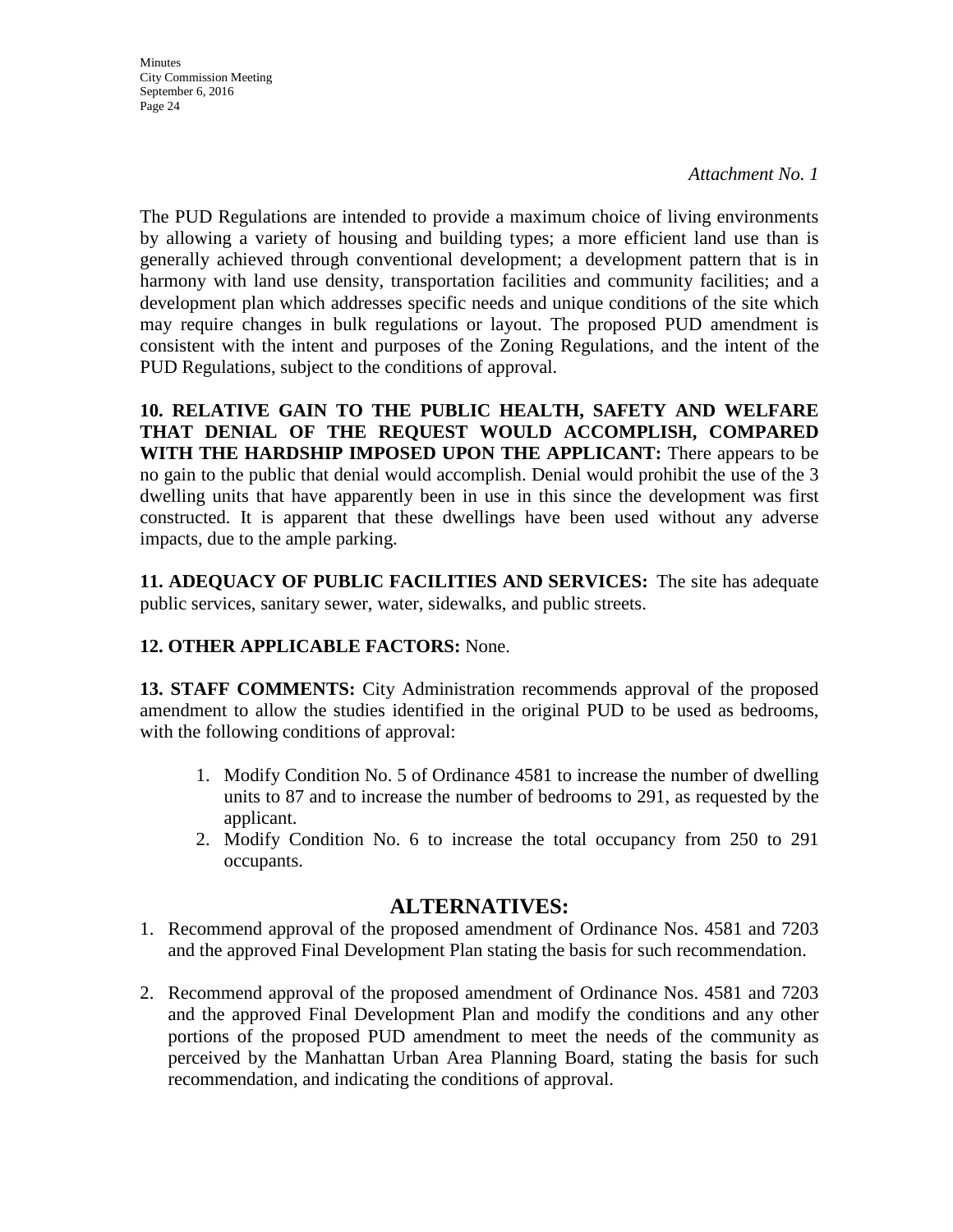*Attachment No. 1*

The PUD Regulations are intended to provide a maximum choice of living environments by allowing a variety of housing and building types; a more efficient land use than is generally achieved through conventional development; a development pattern that is in harmony with land use density, transportation facilities and community facilities; and a development plan which addresses specific needs and unique conditions of the site which may require changes in bulk regulations or layout. The proposed PUD amendment is consistent with the intent and purposes of the Zoning Regulations, and the intent of the PUD Regulations, subject to the conditions of approval.

**10. RELATIVE GAIN TO THE PUBLIC HEALTH, SAFETY AND WELFARE THAT DENIAL OF THE REQUEST WOULD ACCOMPLISH, COMPARED WITH THE HARDSHIP IMPOSED UPON THE APPLICANT:** There appears to be no gain to the public that denial would accomplish. Denial would prohibit the use of the 3 dwelling units that have apparently been in use in this since the development was first constructed. It is apparent that these dwellings have been used without any adverse impacts, due to the ample parking.

**11. ADEQUACY OF PUBLIC FACILITIES AND SERVICES:** The site has adequate public services, sanitary sewer, water, sidewalks, and public streets.

**12. OTHER APPLICABLE FACTORS:** None.

**13. STAFF COMMENTS:** City Administration recommends approval of the proposed amendment to allow the studies identified in the original PUD to be used as bedrooms, with the following conditions of approval:

1. Modify Condition No. 5 of Ordinance 4581 to increase the number of dwelling units to 87 and to increase the number of bedrooms to 291, as requested by the applicant.
2. Modify Condition No. 6 to increase the total occupancy from 250 to 291 occupants.

## ALTERNATIVES:

1. Recommend approval of the proposed amendment of Ordinance Nos. 4581 and 7203 and the approved Final Development Plan stating the basis for such recommendation.
2. Recommend approval of the proposed amendment of Ordinance Nos. 4581 and 7203 and the approved Final Development Plan and modify the conditions and any other portions of the proposed PUD amendment to meet the needs of the community as perceived by the Manhattan Urban Area Planning Board, stating the basis for such recommendation, and indicating the conditions of approval.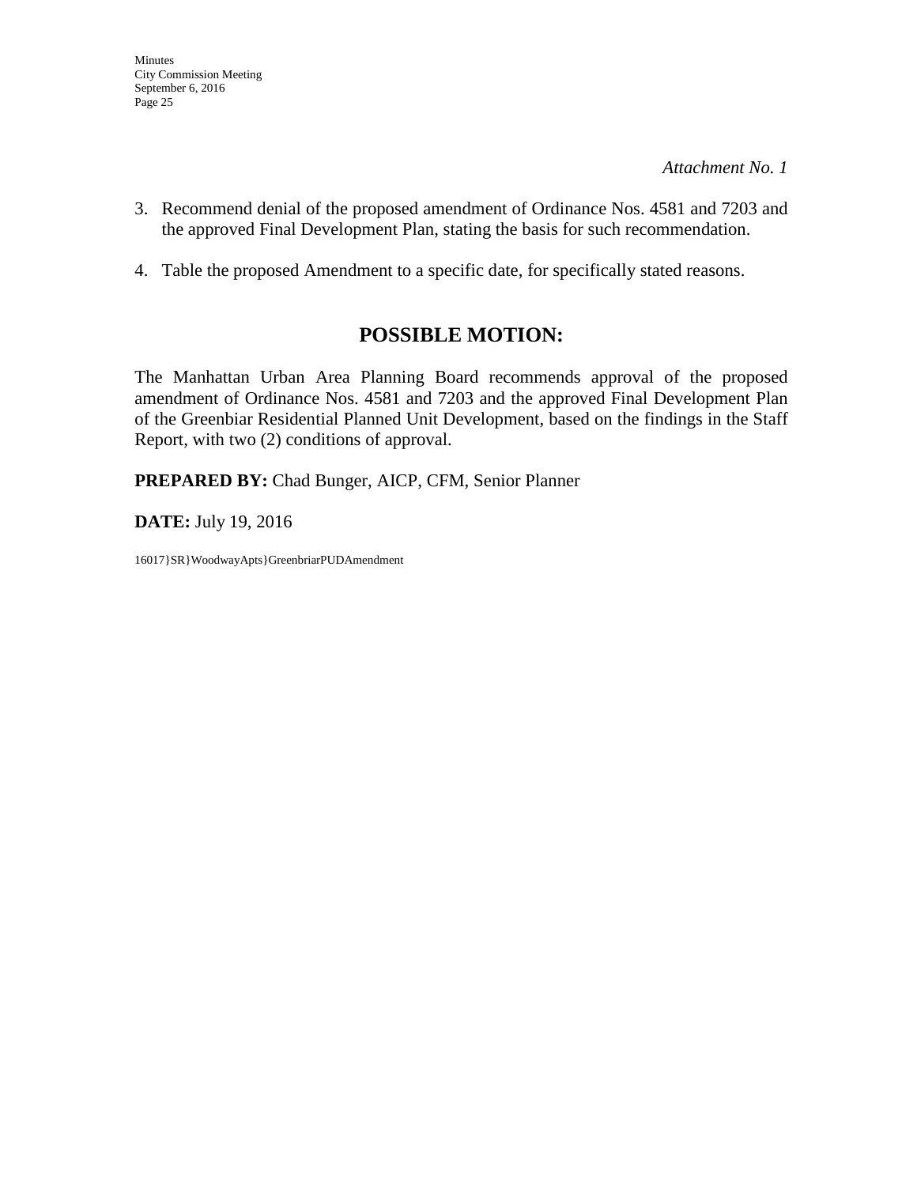*Attachment No. 1*

3. Recommend denial of the proposed amendment of Ordinance Nos. 4581 and 7203 and the approved Final Development Plan, stating the basis for such recommendation.

4. Table the proposed Amendment to a specific date, for specifically stated reasons.

## POSSIBLE MOTION:

The Manhattan Urban Area Planning Board recommends approval of the proposed amendment of Ordinance Nos. 4581 and 7203 and the approved Final Development Plan of the Greenbiar Residential Planned Unit Development, based on the findings in the Staff Report, with two (2) conditions of approval.

**PREPARED BY:** Chad Bunger, AICP, CFM, Senior Planner

**DATE:** July 19, 2016

16017}SR}WoodwayApts}GreenbriarPUDAmendment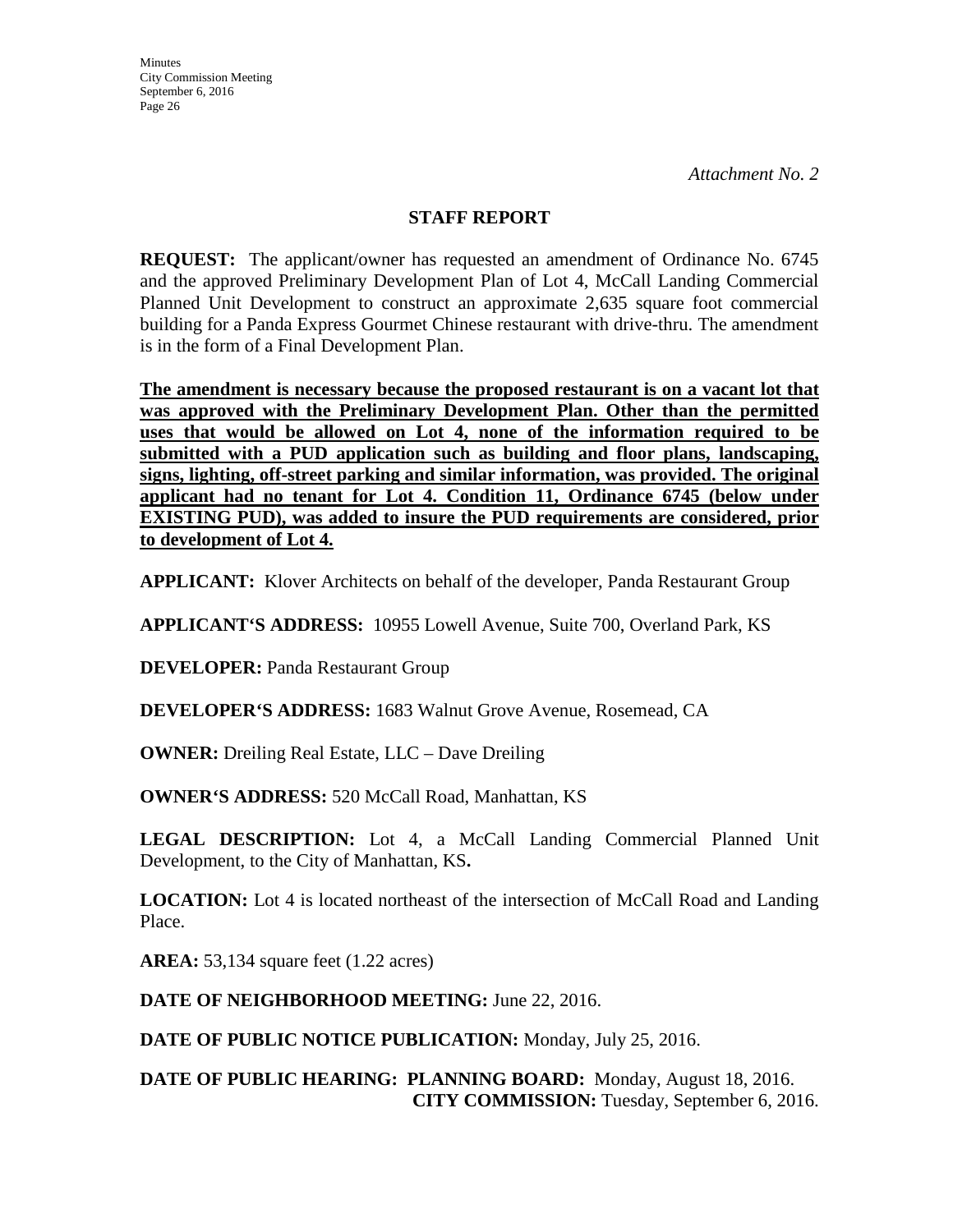*Attachment No. 2*

## STAFF REPORT

**REQUEST:** The applicant/owner has requested an amendment of Ordinance No. 6745 and the approved Preliminary Development Plan of Lot 4, McCall Landing Commercial Planned Unit Development to construct an approximate 2,635 square foot commercial building for a Panda Express Gourmet Chinese restaurant with drive-thru. The amendment is in the form of a Final Development Plan.

<u>**The amendment is necessary because the proposed restaurant is on a vacant lot that was approved with the Preliminary Development Plan. Other than the permitted uses that would be allowed on Lot 4, none of the information required to be submitted with a PUD application such as building and floor plans, landscaping, signs, lighting, off-street parking and similar information, was provided. The original applicant had no tenant for Lot 4. Condition 11, Ordinance 6745 (below under EXISTING PUD), was added to insure the PUD requirements are considered, prior to development of Lot 4.**</u>

**APPLICANT:** Klover Architects on behalf of the developer, Panda Restaurant Group

**APPLICANT'S ADDRESS:** 10955 Lowell Avenue, Suite 700, Overland Park, KS

**DEVELOPER:** Panda Restaurant Group

**DEVELOPER'S ADDRESS:** 1683 Walnut Grove Avenue, Rosemead, CA

**OWNER:** Dreiling Real Estate, LLC – Dave Dreiling

**OWNER'S ADDRESS:** 520 McCall Road, Manhattan, KS

**LEGAL DESCRIPTION:** Lot 4, a McCall Landing Commercial Planned Unit Development, to the City of Manhattan, KS**.**

**LOCATION:** Lot 4 is located northeast of the intersection of McCall Road and Landing Place.

**AREA:** 53,134 square feet (1.22 acres)

**DATE OF NEIGHBORHOOD MEETING:** June 22, 2016.

**DATE OF PUBLIC NOTICE PUBLICATION:** Monday, July 25, 2016.

**DATE OF PUBLIC HEARING: PLANNING BOARD:** Monday, August 18, 2016.
**CITY COMMISSION:** Tuesday, September 6, 2016.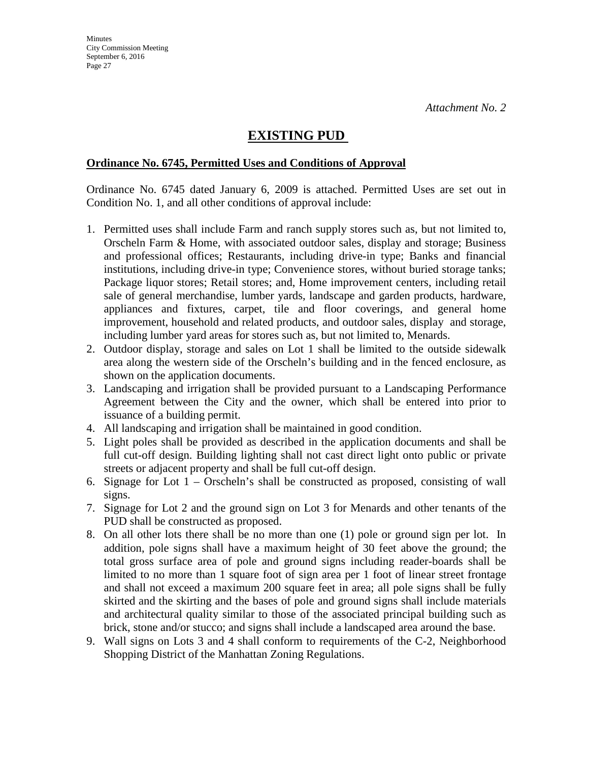*Attachment No. 2*

# EXISTING PUD

## Ordinance No. 6745, Permitted Uses and Conditions of Approval

Ordinance No. 6745 dated January 6, 2009 is attached. Permitted Uses are set out in Condition No. 1, and all other conditions of approval include:

1. Permitted uses shall include Farm and ranch supply stores such as, but not limited to, Orscheln Farm & Home, with associated outdoor sales, display and storage; Business and professional offices; Restaurants, including drive-in type; Banks and financial institutions, including drive-in type; Convenience stores, without buried storage tanks; Package liquor stores; Retail stores; and, Home improvement centers, including retail sale of general merchandise, lumber yards, landscape and garden products, hardware, appliances and fixtures, carpet, tile and floor coverings, and general home improvement, household and related products, and outdoor sales, display and storage, including lumber yard areas for stores such as, but not limited to, Menards.
2. Outdoor display, storage and sales on Lot 1 shall be limited to the outside sidewalk area along the western side of the Orscheln's building and in the fenced enclosure, as shown on the application documents.
3. Landscaping and irrigation shall be provided pursuant to a Landscaping Performance Agreement between the City and the owner, which shall be entered into prior to issuance of a building permit.
4. All landscaping and irrigation shall be maintained in good condition.
5. Light poles shall be provided as described in the application documents and shall be full cut-off design. Building lighting shall not cast direct light onto public or private streets or adjacent property and shall be full cut-off design.
6. Signage for Lot 1 – Orscheln's shall be constructed as proposed, consisting of wall signs.
7. Signage for Lot 2 and the ground sign on Lot 3 for Menards and other tenants of the PUD shall be constructed as proposed.
8. On all other lots there shall be no more than one (1) pole or ground sign per lot. In addition, pole signs shall have a maximum height of 30 feet above the ground; the total gross surface area of pole and ground signs including reader-boards shall be limited to no more than 1 square foot of sign area per 1 foot of linear street frontage and shall not exceed a maximum 200 square feet in area; all pole signs shall be fully skirted and the skirting and the bases of pole and ground signs shall include materials and architectural quality similar to those of the associated principal building such as brick, stone and/or stucco; and signs shall include a landscaped area around the base.
9. Wall signs on Lots 3 and 4 shall conform to requirements of the C-2, Neighborhood Shopping District of the Manhattan Zoning Regulations.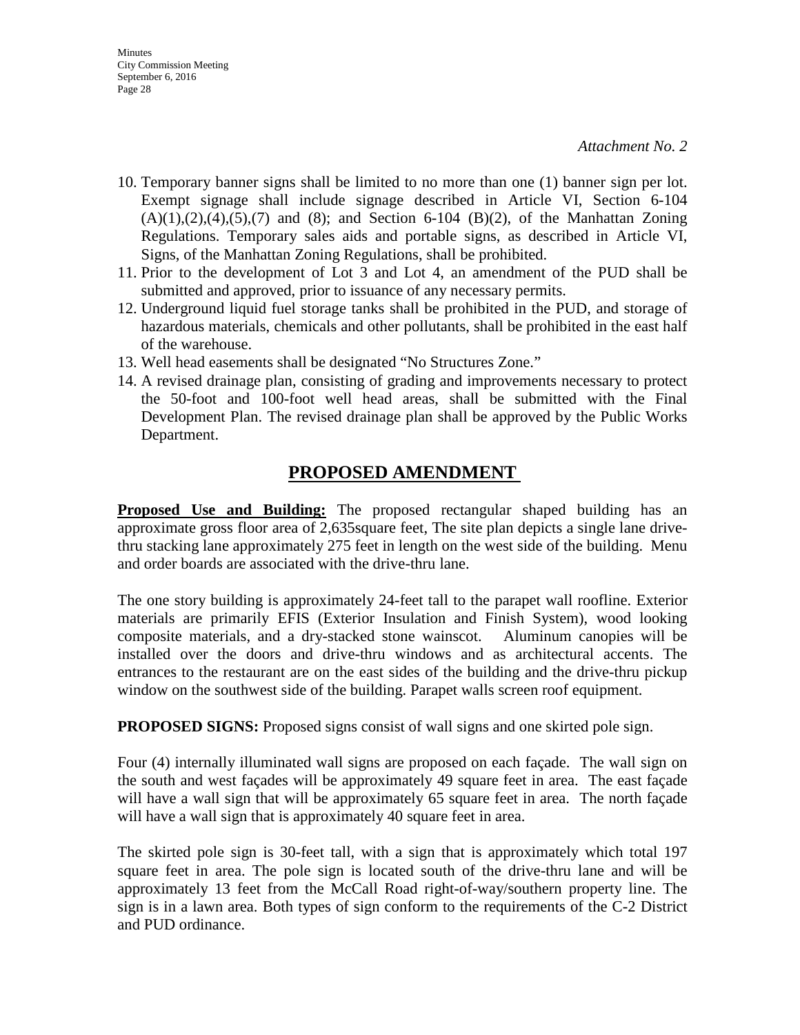*Attachment No. 2*

10. Temporary banner signs shall be limited to no more than one (1) banner sign per lot. Exempt signage shall include signage described in Article VI, Section 6-104 (A)(1),(2),(4),(5),(7) and (8); and Section 6-104 (B)(2), of the Manhattan Zoning Regulations. Temporary sales aids and portable signs, as described in Article VI, Signs, of the Manhattan Zoning Regulations, shall be prohibited.
11. Prior to the development of Lot 3 and Lot 4, an amendment of the PUD shall be submitted and approved, prior to issuance of any necessary permits.
12. Underground liquid fuel storage tanks shall be prohibited in the PUD, and storage of hazardous materials, chemicals and other pollutants, shall be prohibited in the east half of the warehouse.
13. Well head easements shall be designated "No Structures Zone."
14. A revised drainage plan, consisting of grading and improvements necessary to protect the 50-foot and 100-foot well head areas, shall be submitted with the Final Development Plan. The revised drainage plan shall be approved by the Public Works Department.

## PROPOSED AMENDMENT

**Proposed Use and Building:** The proposed rectangular shaped building has an approximate gross floor area of 2,635square feet, The site plan depicts a single lane drive-thru stacking lane approximately 275 feet in length on the west side of the building. Menu and order boards are associated with the drive-thru lane.

The one story building is approximately 24-feet tall to the parapet wall roofline. Exterior materials are primarily EFIS (Exterior Insulation and Finish System), wood looking composite materials, and a dry-stacked stone wainscot. Aluminum canopies will be installed over the doors and drive-thru windows and as architectural accents. The entrances to the restaurant are on the east sides of the building and the drive-thru pickup window on the southwest side of the building. Parapet walls screen roof equipment.

**PROPOSED SIGNS:** Proposed signs consist of wall signs and one skirted pole sign.

Four (4) internally illuminated wall signs are proposed on each façade. The wall sign on the south and west façades will be approximately 49 square feet in area. The east façade will have a wall sign that will be approximately 65 square feet in area. The north façade will have a wall sign that is approximately 40 square feet in area.

The skirted pole sign is 30-feet tall, with a sign that is approximately which total 197 square feet in area. The pole sign is located south of the drive-thru lane and will be approximately 13 feet from the McCall Road right-of-way/southern property line. The sign is in a lawn area. Both types of sign conform to the requirements of the C-2 District and PUD ordinance.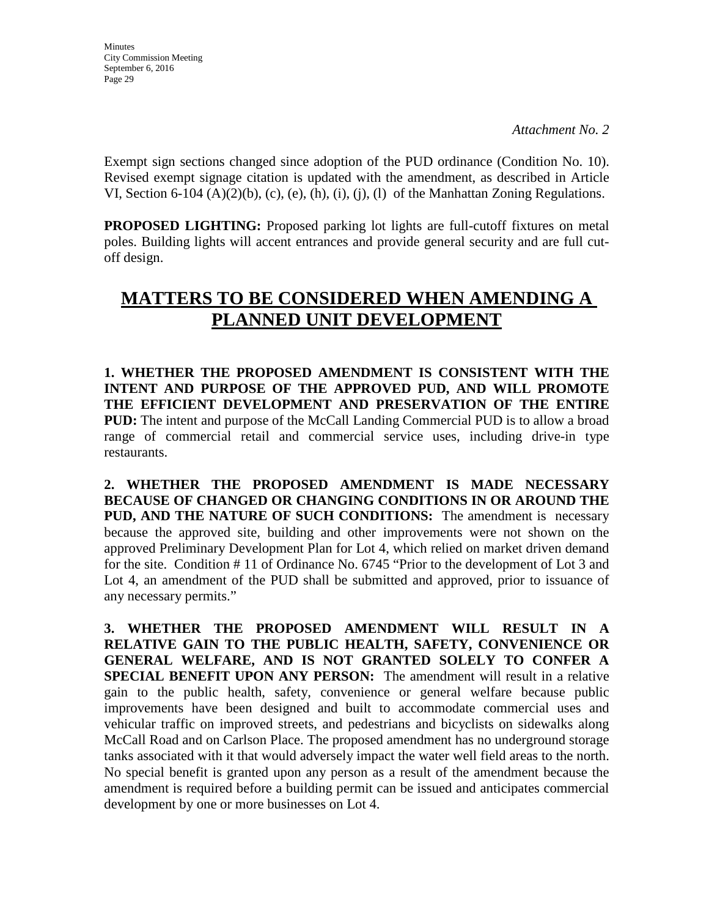*Attachment No. 2*

Exempt sign sections changed since adoption of the PUD ordinance (Condition No. 10). Revised exempt signage citation is updated with the amendment, as described in Article VI, Section 6-104 (A)(2)(b), (c), (e), (h), (i), (j), (l) of the Manhattan Zoning Regulations.

**PROPOSED LIGHTING:** Proposed parking lot lights are full-cutoff fixtures on metal poles. Building lights will accent entrances and provide general security and are full cut-off design.

# MATTERS TO BE CONSIDERED WHEN AMENDING A PLANNED UNIT DEVELOPMENT

**1. WHETHER THE PROPOSED AMENDMENT IS CONSISTENT WITH THE INTENT AND PURPOSE OF THE APPROVED PUD, AND WILL PROMOTE THE EFFICIENT DEVELOPMENT AND PRESERVATION OF THE ENTIRE PUD:** The intent and purpose of the McCall Landing Commercial PUD is to allow a broad range of commercial retail and commercial service uses, including drive-in type restaurants.

**2. WHETHER THE PROPOSED AMENDMENT IS MADE NECESSARY BECAUSE OF CHANGED OR CHANGING CONDITIONS IN OR AROUND THE PUD, AND THE NATURE OF SUCH CONDITIONS:** The amendment is necessary because the approved site, building and other improvements were not shown on the approved Preliminary Development Plan for Lot 4, which relied on market driven demand for the site. Condition # 11 of Ordinance No. 6745 "Prior to the development of Lot 3 and Lot 4, an amendment of the PUD shall be submitted and approved, prior to issuance of any necessary permits."

**3. WHETHER THE PROPOSED AMENDMENT WILL RESULT IN A RELATIVE GAIN TO THE PUBLIC HEALTH, SAFETY, CONVENIENCE OR GENERAL WELFARE, AND IS NOT GRANTED SOLELY TO CONFER A SPECIAL BENEFIT UPON ANY PERSON:** The amendment will result in a relative gain to the public health, safety, convenience or general welfare because public improvements have been designed and built to accommodate commercial uses and vehicular traffic on improved streets, and pedestrians and bicyclists on sidewalks along McCall Road and on Carlson Place. The proposed amendment has no underground storage tanks associated with it that would adversely impact the water well field areas to the north. No special benefit is granted upon any person as a result of the amendment because the amendment is required before a building permit can be issued and anticipates commercial development by one or more businesses on Lot 4.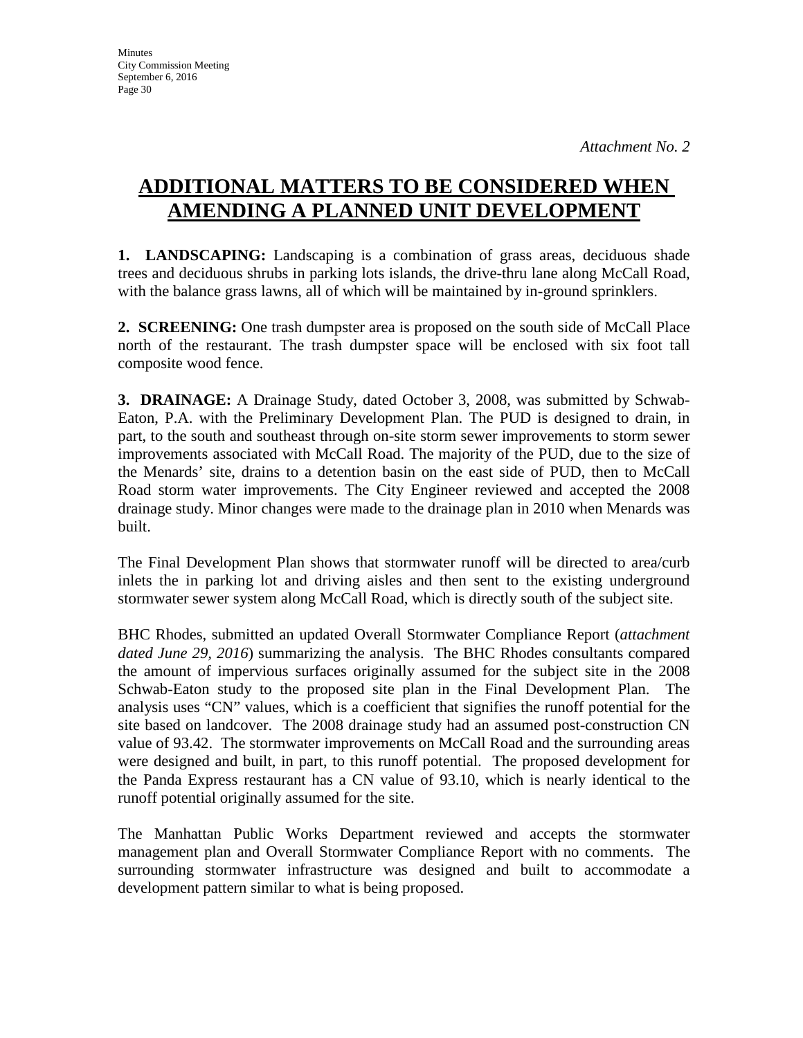*Attachment No. 2*

# ADDITIONAL MATTERS TO BE CONSIDERED WHEN AMENDING A PLANNED UNIT DEVELOPMENT

**1. LANDSCAPING:** Landscaping is a combination of grass areas, deciduous shade trees and deciduous shrubs in parking lots islands, the drive-thru lane along McCall Road, with the balance grass lawns, all of which will be maintained by in-ground sprinklers.

**2. SCREENING:** One trash dumpster area is proposed on the south side of McCall Place north of the restaurant. The trash dumpster space will be enclosed with six foot tall composite wood fence.

**3. DRAINAGE:** A Drainage Study, dated October 3, 2008, was submitted by Schwab-Eaton, P.A. with the Preliminary Development Plan. The PUD is designed to drain, in part, to the south and southeast through on-site storm sewer improvements to storm sewer improvements associated with McCall Road. The majority of the PUD, due to the size of the Menards' site, drains to a detention basin on the east side of PUD, then to McCall Road storm water improvements. The City Engineer reviewed and accepted the 2008 drainage study. Minor changes were made to the drainage plan in 2010 when Menards was built.

The Final Development Plan shows that stormwater runoff will be directed to area/curb inlets the in parking lot and driving aisles and then sent to the existing underground stormwater sewer system along McCall Road, which is directly south of the subject site.

BHC Rhodes, submitted an updated Overall Stormwater Compliance Report (*attachment dated June 29, 2016*) summarizing the analysis. The BHC Rhodes consultants compared the amount of impervious surfaces originally assumed for the subject site in the 2008 Schwab-Eaton study to the proposed site plan in the Final Development Plan. The analysis uses "CN" values, which is a coefficient that signifies the runoff potential for the site based on landcover. The 2008 drainage study had an assumed post-construction CN value of 93.42. The stormwater improvements on McCall Road and the surrounding areas were designed and built, in part, to this runoff potential. The proposed development for the Panda Express restaurant has a CN value of 93.10, which is nearly identical to the runoff potential originally assumed for the site.

The Manhattan Public Works Department reviewed and accepts the stormwater management plan and Overall Stormwater Compliance Report with no comments. The surrounding stormwater infrastructure was designed and built to accommodate a development pattern similar to what is being proposed.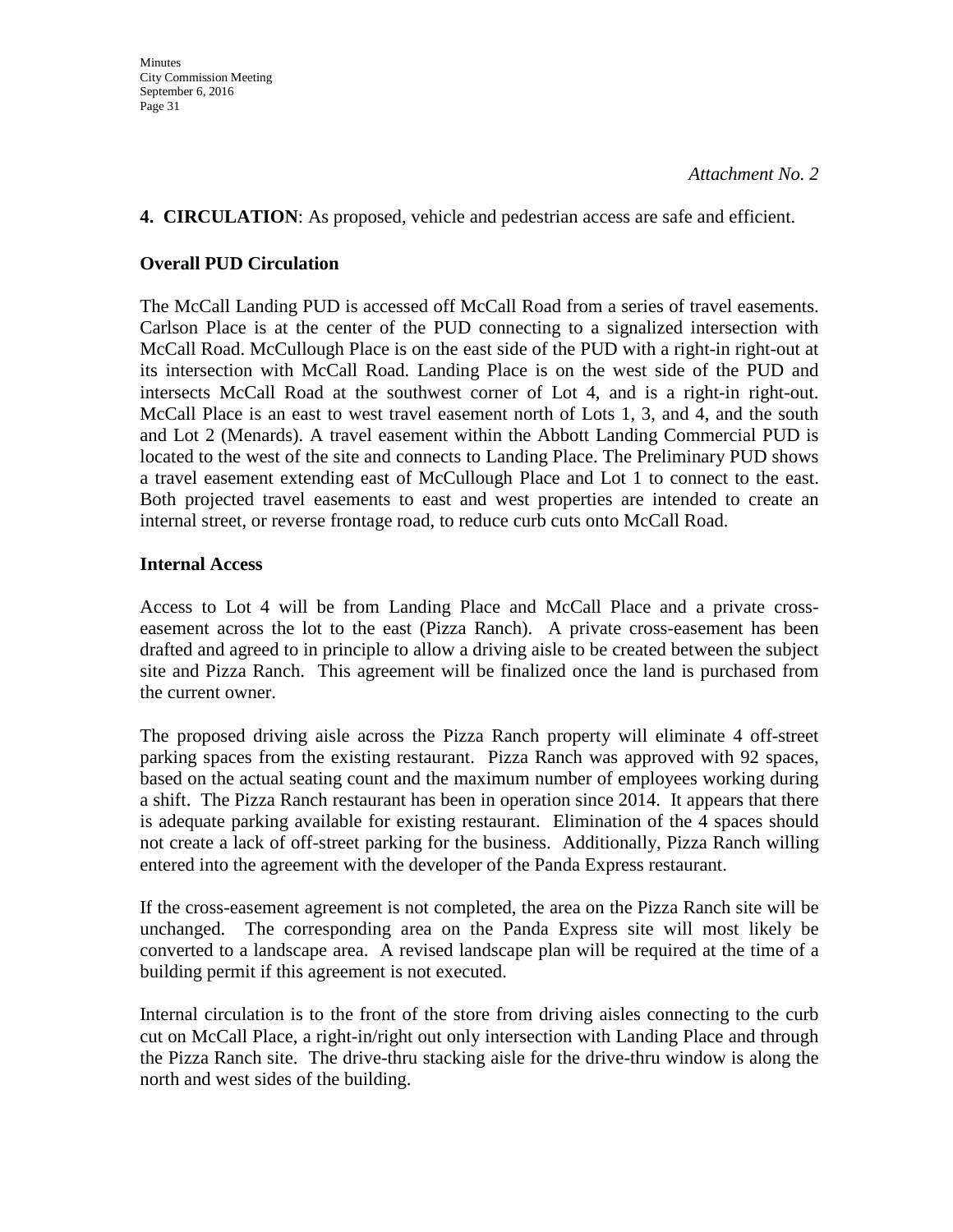*Attachment No. 2*

**4. CIRCULATION**: As proposed, vehicle and pedestrian access are safe and efficient.

**Overall PUD Circulation**

The McCall Landing PUD is accessed off McCall Road from a series of travel easements. Carlson Place is at the center of the PUD connecting to a signalized intersection with McCall Road. McCullough Place is on the east side of the PUD with a right-in right-out at its intersection with McCall Road. Landing Place is on the west side of the PUD and intersects McCall Road at the southwest corner of Lot 4, and is a right-in right-out. McCall Place is an east to west travel easement north of Lots 1, 3, and 4, and the south and Lot 2 (Menards). A travel easement within the Abbott Landing Commercial PUD is located to the west of the site and connects to Landing Place. The Preliminary PUD shows a travel easement extending east of McCullough Place and Lot 1 to connect to the east. Both projected travel easements to east and west properties are intended to create an internal street, or reverse frontage road, to reduce curb cuts onto McCall Road.

**Internal Access**

Access to Lot 4 will be from Landing Place and McCall Place and a private cross-easement across the lot to the east (Pizza Ranch). A private cross-easement has been drafted and agreed to in principle to allow a driving aisle to be created between the subject site and Pizza Ranch. This agreement will be finalized once the land is purchased from the current owner.

The proposed driving aisle across the Pizza Ranch property will eliminate 4 off-street parking spaces from the existing restaurant. Pizza Ranch was approved with 92 spaces, based on the actual seating count and the maximum number of employees working during a shift. The Pizza Ranch restaurant has been in operation since 2014. It appears that there is adequate parking available for existing restaurant. Elimination of the 4 spaces should not create a lack of off-street parking for the business. Additionally, Pizza Ranch willing entered into the agreement with the developer of the Panda Express restaurant.

If the cross-easement agreement is not completed, the area on the Pizza Ranch site will be unchanged. The corresponding area on the Panda Express site will most likely be converted to a landscape area. A revised landscape plan will be required at the time of a building permit if this agreement is not executed.

Internal circulation is to the front of the store from driving aisles connecting to the curb cut on McCall Place, a right-in/right out only intersection with Landing Place and through the Pizza Ranch site. The drive-thru stacking aisle for the drive-thru window is along the north and west sides of the building.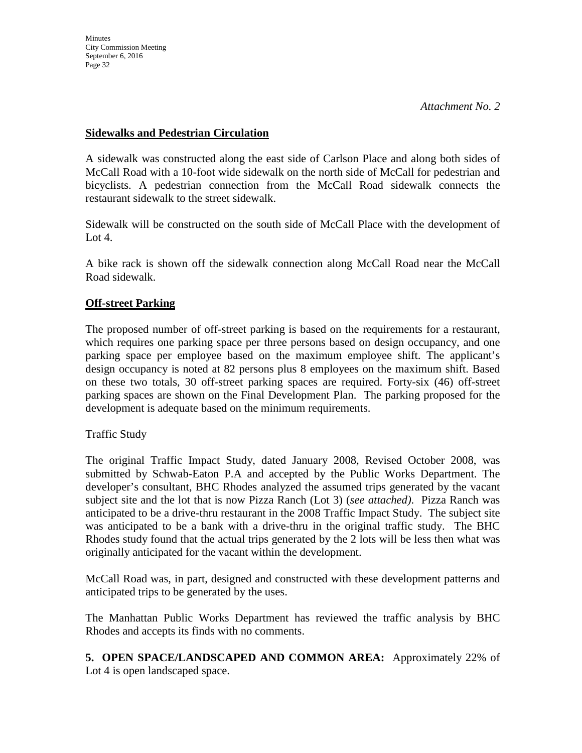*Attachment No. 2*

**Sidewalks and Pedestrian Circulation**

A sidewalk was constructed along the east side of Carlson Place and along both sides of McCall Road with a 10-foot wide sidewalk on the north side of McCall for pedestrian and bicyclists. A pedestrian connection from the McCall Road sidewalk connects the restaurant sidewalk to the street sidewalk.

Sidewalk will be constructed on the south side of McCall Place with the development of Lot 4.

A bike rack is shown off the sidewalk connection along McCall Road near the McCall Road sidewalk.

**Off-street Parking**

The proposed number of off-street parking is based on the requirements for a restaurant, which requires one parking space per three persons based on design occupancy, and one parking space per employee based on the maximum employee shift. The applicant's design occupancy is noted at 82 persons plus 8 employees on the maximum shift. Based on these two totals, 30 off-street parking spaces are required. Forty-six (46) off-street parking spaces are shown on the Final Development Plan. The parking proposed for the development is adequate based on the minimum requirements.

Traffic Study

The original Traffic Impact Study, dated January 2008, Revised October 2008, was submitted by Schwab-Eaton P.A and accepted by the Public Works Department. The developer's consultant, BHC Rhodes analyzed the assumed trips generated by the vacant subject site and the lot that is now Pizza Ranch (Lot 3) (*see attached)*. Pizza Ranch was anticipated to be a drive-thru restaurant in the 2008 Traffic Impact Study. The subject site was anticipated to be a bank with a drive-thru in the original traffic study. The BHC Rhodes study found that the actual trips generated by the 2 lots will be less then what was originally anticipated for the vacant within the development.

McCall Road was, in part, designed and constructed with these development patterns and anticipated trips to be generated by the uses.

The Manhattan Public Works Department has reviewed the traffic analysis by BHC Rhodes and accepts its finds with no comments.

**5. OPEN SPACE/LANDSCAPED AND COMMON AREA:** Approximately 22% of Lot 4 is open landscaped space.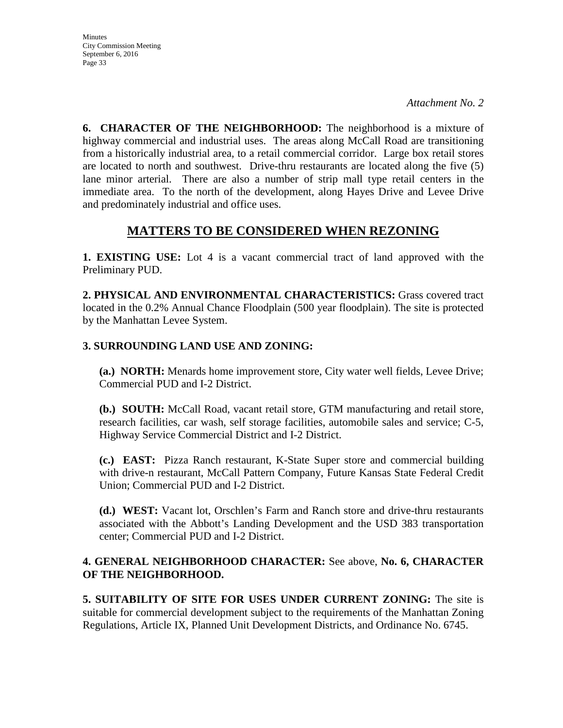*Attachment No. 2*

**6. CHARACTER OF THE NEIGHBORHOOD:** The neighborhood is a mixture of highway commercial and industrial uses. The areas along McCall Road are transitioning from a historically industrial area, to a retail commercial corridor. Large box retail stores are located to north and southwest. Drive-thru restaurants are located along the five (5) lane minor arterial. There are also a number of strip mall type retail centers in the immediate area. To the north of the development, along Hayes Drive and Levee Drive and predominately industrial and office uses.

## MATTERS TO BE CONSIDERED WHEN REZONING

**1. EXISTING USE:** Lot 4 is a vacant commercial tract of land approved with the Preliminary PUD.

**2. PHYSICAL AND ENVIRONMENTAL CHARACTERISTICS:** Grass covered tract located in the 0.2% Annual Chance Floodplain (500 year floodplain). The site is protected by the Manhattan Levee System.

**3. SURROUNDING LAND USE AND ZONING:**

**(a.) NORTH:** Menards home improvement store, City water well fields, Levee Drive; Commercial PUD and I-2 District.

**(b.) SOUTH:** McCall Road, vacant retail store, GTM manufacturing and retail store, research facilities, car wash, self storage facilities, automobile sales and service; C-5, Highway Service Commercial District and I-2 District.

**(c.) EAST:** Pizza Ranch restaurant, K-State Super store and commercial building with drive-n restaurant, McCall Pattern Company, Future Kansas State Federal Credit Union; Commercial PUD and I-2 District.

**(d.) WEST:** Vacant lot, Orschlen's Farm and Ranch store and drive-thru restaurants associated with the Abbott's Landing Development and the USD 383 transportation center; Commercial PUD and I-2 District.

**4. GENERAL NEIGHBORHOOD CHARACTER:** See above, **No. 6, CHARACTER OF THE NEIGHBORHOOD.**

**5. SUITABILITY OF SITE FOR USES UNDER CURRENT ZONING:** The site is suitable for commercial development subject to the requirements of the Manhattan Zoning Regulations, Article IX, Planned Unit Development Districts, and Ordinance No. 6745.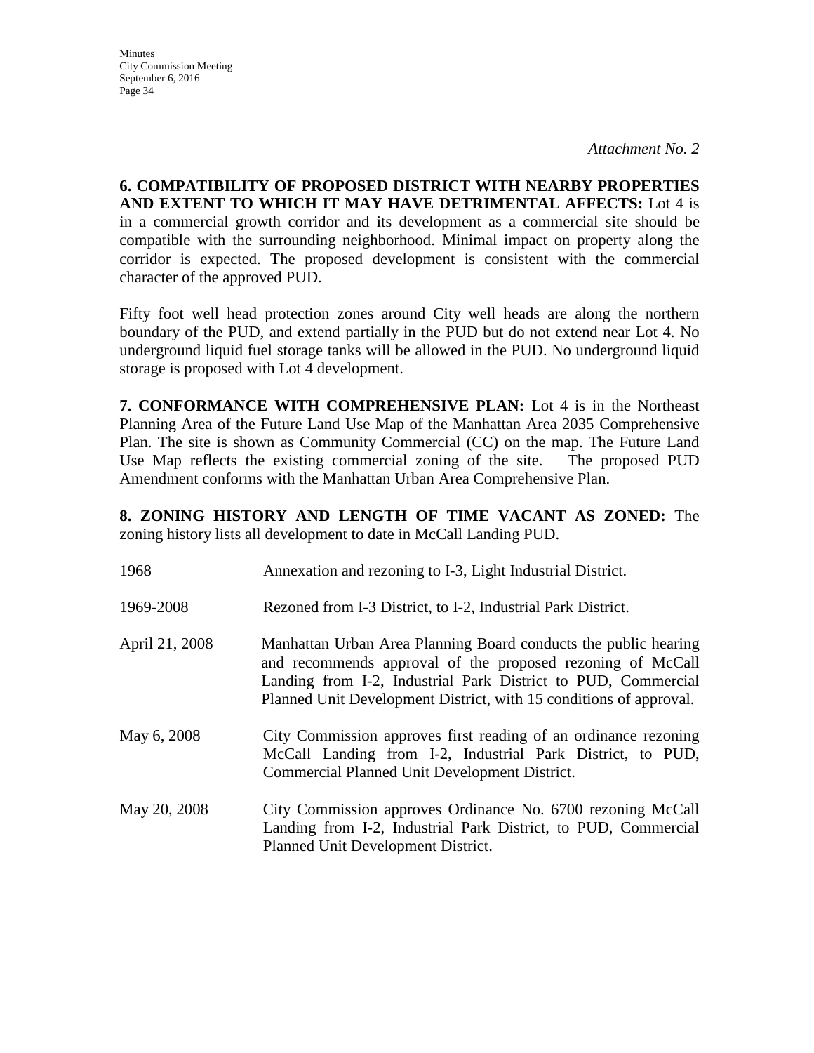*Attachment No. 2*

**6. COMPATIBILITY OF PROPOSED DISTRICT WITH NEARBY PROPERTIES AND EXTENT TO WHICH IT MAY HAVE DETRIMENTAL AFFECTS:** Lot 4 is in a commercial growth corridor and its development as a commercial site should be compatible with the surrounding neighborhood. Minimal impact on property along the corridor is expected. The proposed development is consistent with the commercial character of the approved PUD.

Fifty foot well head protection zones around City well heads are along the northern boundary of the PUD, and extend partially in the PUD but do not extend near Lot 4. No underground liquid fuel storage tanks will be allowed in the PUD. No underground liquid storage is proposed with Lot 4 development.

**7. CONFORMANCE WITH COMPREHENSIVE PLAN:** Lot 4 is in the Northeast Planning Area of the Future Land Use Map of the Manhattan Area 2035 Comprehensive Plan. The site is shown as Community Commercial (CC) on the map. The Future Land Use Map reflects the existing commercial zoning of the site. The proposed PUD Amendment conforms with the Manhattan Urban Area Comprehensive Plan.

**8. ZONING HISTORY AND LENGTH OF TIME VACANT AS ZONED:** The zoning history lists all development to date in McCall Landing PUD.

| | |
|---|---|
| 1968 | Annexation and rezoning to I-3, Light Industrial District. |
| 1969-2008 | Rezoned from I-3 District, to I-2, Industrial Park District. |
| April 21, 2008 | Manhattan Urban Area Planning Board conducts the public hearing and recommends approval of the proposed rezoning of McCall Landing from I-2, Industrial Park District to PUD, Commercial Planned Unit Development District, with 15 conditions of approval. |
| May 6, 2008 | City Commission approves first reading of an ordinance rezoning McCall Landing from I-2, Industrial Park District, to PUD, Commercial Planned Unit Development District. |
| May 20, 2008 | City Commission approves Ordinance No. 6700 rezoning McCall Landing from I-2, Industrial Park District, to PUD, Commercial Planned Unit Development District. |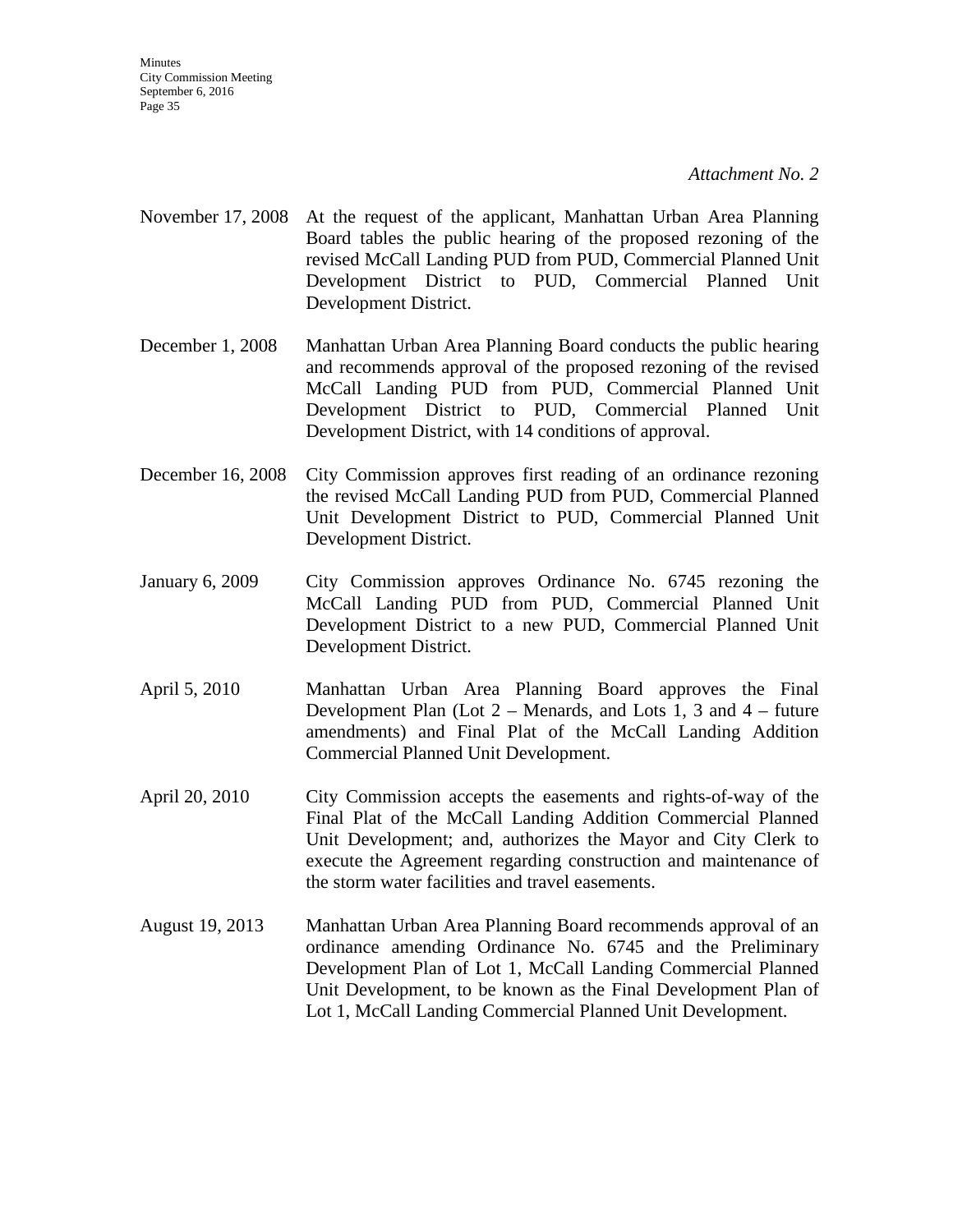*Attachment No. 2*

| | |
|---|---|
| November 17, 2008 | At the request of the applicant, Manhattan Urban Area Planning Board tables the public hearing of the proposed rezoning of the revised McCall Landing PUD from PUD, Commercial Planned Unit Development District to PUD, Commercial Planned Unit Development District. |
| December 1, 2008 | Manhattan Urban Area Planning Board conducts the public hearing and recommends approval of the proposed rezoning of the revised McCall Landing PUD from PUD, Commercial Planned Unit Development District to PUD, Commercial Planned Unit Development District, with 14 conditions of approval. |
| December 16, 2008 | City Commission approves first reading of an ordinance rezoning the revised McCall Landing PUD from PUD, Commercial Planned Unit Development District to PUD, Commercial Planned Unit Development District. |
| January 6, 2009 | City Commission approves Ordinance No. 6745 rezoning the McCall Landing PUD from PUD, Commercial Planned Unit Development District to a new PUD, Commercial Planned Unit Development District. |
| April 5, 2010 | Manhattan Urban Area Planning Board approves the Final Development Plan (Lot 2 – Menards, and Lots 1, 3 and 4 – future amendments) and Final Plat of the McCall Landing Addition Commercial Planned Unit Development. |
| April 20, 2010 | City Commission accepts the easements and rights-of-way of the Final Plat of the McCall Landing Addition Commercial Planned Unit Development; and, authorizes the Mayor and City Clerk to execute the Agreement regarding construction and maintenance of the storm water facilities and travel easements. |
| August 19, 2013 | Manhattan Urban Area Planning Board recommends approval of an ordinance amending Ordinance No. 6745 and the Preliminary Development Plan of Lot 1, McCall Landing Commercial Planned Unit Development, to be known as the Final Development Plan of Lot 1, McCall Landing Commercial Planned Unit Development. |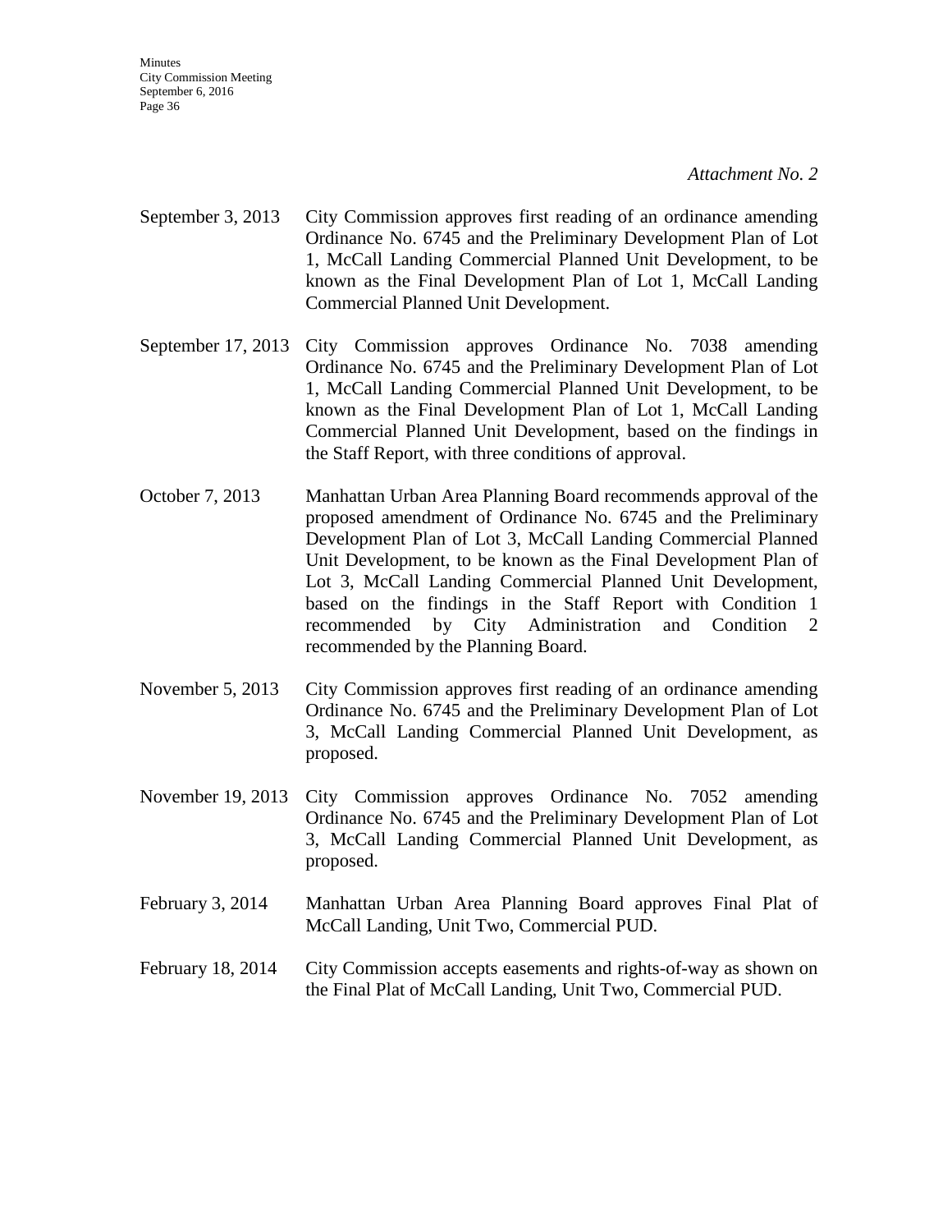*Attachment No. 2*

September 3, 2013 City Commission approves first reading of an ordinance amending Ordinance No. 6745 and the Preliminary Development Plan of Lot 1, McCall Landing Commercial Planned Unit Development, to be known as the Final Development Plan of Lot 1, McCall Landing Commercial Planned Unit Development.

September 17, 2013 City Commission approves Ordinance No. 7038 amending Ordinance No. 6745 and the Preliminary Development Plan of Lot 1, McCall Landing Commercial Planned Unit Development, to be known as the Final Development Plan of Lot 1, McCall Landing Commercial Planned Unit Development, based on the findings in the Staff Report, with three conditions of approval.

October 7, 2013 Manhattan Urban Area Planning Board recommends approval of the proposed amendment of Ordinance No. 6745 and the Preliminary Development Plan of Lot 3, McCall Landing Commercial Planned Unit Development, to be known as the Final Development Plan of Lot 3, McCall Landing Commercial Planned Unit Development, based on the findings in the Staff Report with Condition 1 recommended by City Administration and Condition 2 recommended by the Planning Board.

November 5, 2013 City Commission approves first reading of an ordinance amending Ordinance No. 6745 and the Preliminary Development Plan of Lot 3, McCall Landing Commercial Planned Unit Development, as proposed.

November 19, 2013 City Commission approves Ordinance No. 7052 amending Ordinance No. 6745 and the Preliminary Development Plan of Lot 3, McCall Landing Commercial Planned Unit Development, as proposed.

February 3, 2014 Manhattan Urban Area Planning Board approves Final Plat of McCall Landing, Unit Two, Commercial PUD.

February 18, 2014 City Commission accepts easements and rights-of-way as shown on the Final Plat of McCall Landing, Unit Two, Commercial PUD.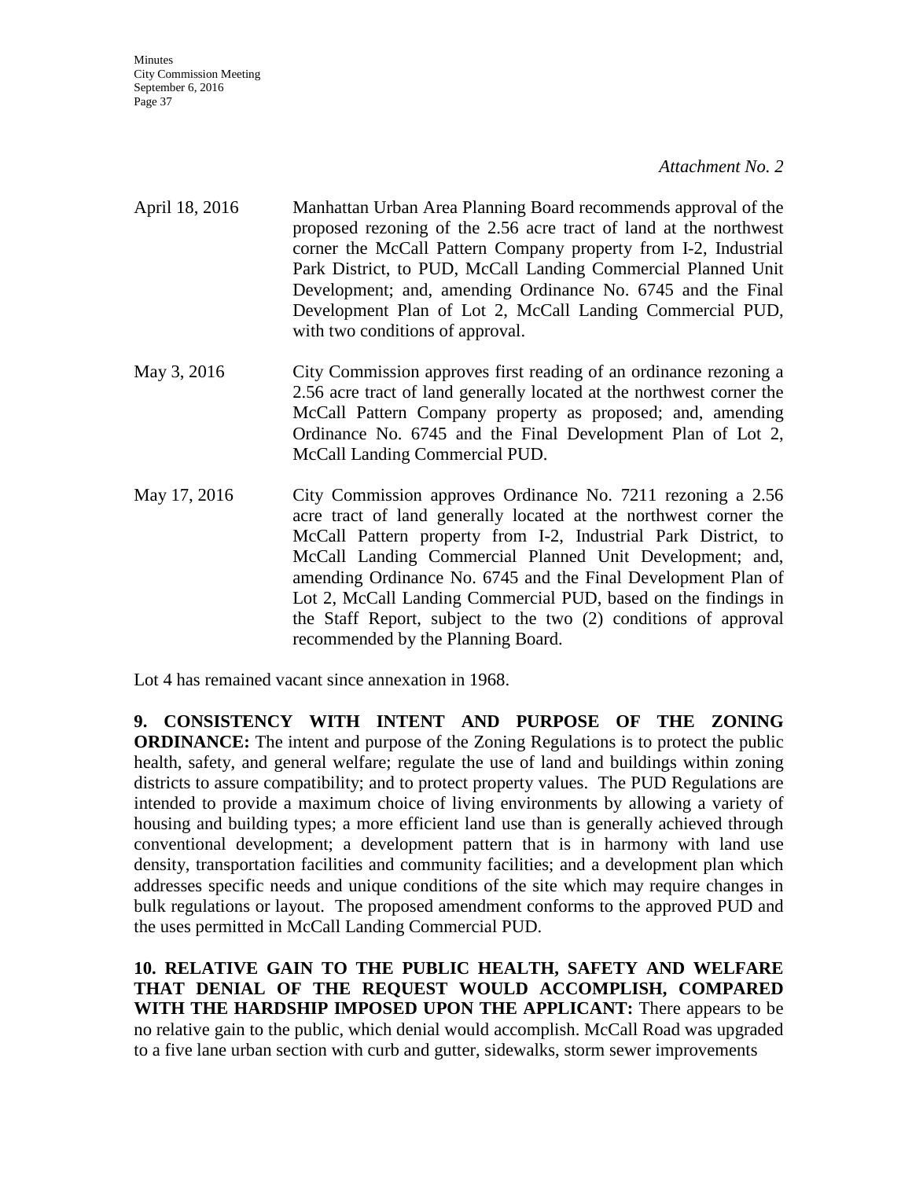*Attachment No. 2*

April 18, 2016 Manhattan Urban Area Planning Board recommends approval of the proposed rezoning of the 2.56 acre tract of land at the northwest corner the McCall Pattern Company property from I-2, Industrial Park District, to PUD, McCall Landing Commercial Planned Unit Development; and, amending Ordinance No. 6745 and the Final Development Plan of Lot 2, McCall Landing Commercial PUD, with two conditions of approval.

May 3, 2016 City Commission approves first reading of an ordinance rezoning a 2.56 acre tract of land generally located at the northwest corner the McCall Pattern Company property as proposed; and, amending Ordinance No. 6745 and the Final Development Plan of Lot 2, McCall Landing Commercial PUD.

May 17, 2016 City Commission approves Ordinance No. 7211 rezoning a 2.56 acre tract of land generally located at the northwest corner the McCall Pattern property from I-2, Industrial Park District, to McCall Landing Commercial Planned Unit Development; and, amending Ordinance No. 6745 and the Final Development Plan of Lot 2, McCall Landing Commercial PUD, based on the findings in the Staff Report, subject to the two (2) conditions of approval recommended by the Planning Board.

Lot 4 has remained vacant since annexation in 1968.

**9. CONSISTENCY WITH INTENT AND PURPOSE OF THE ZONING ORDINANCE:** The intent and purpose of the Zoning Regulations is to protect the public health, safety, and general welfare; regulate the use of land and buildings within zoning districts to assure compatibility; and to protect property values. The PUD Regulations are intended to provide a maximum choice of living environments by allowing a variety of housing and building types; a more efficient land use than is generally achieved through conventional development; a development pattern that is in harmony with land use density, transportation facilities and community facilities; and a development plan which addresses specific needs and unique conditions of the site which may require changes in bulk regulations or layout. The proposed amendment conforms to the approved PUD and the uses permitted in McCall Landing Commercial PUD.

**10. RELATIVE GAIN TO THE PUBLIC HEALTH, SAFETY AND WELFARE THAT DENIAL OF THE REQUEST WOULD ACCOMPLISH, COMPARED WITH THE HARDSHIP IMPOSED UPON THE APPLICANT:** There appears to be no relative gain to the public, which denial would accomplish. McCall Road was upgraded to a five lane urban section with curb and gutter, sidewalks, storm sewer improvements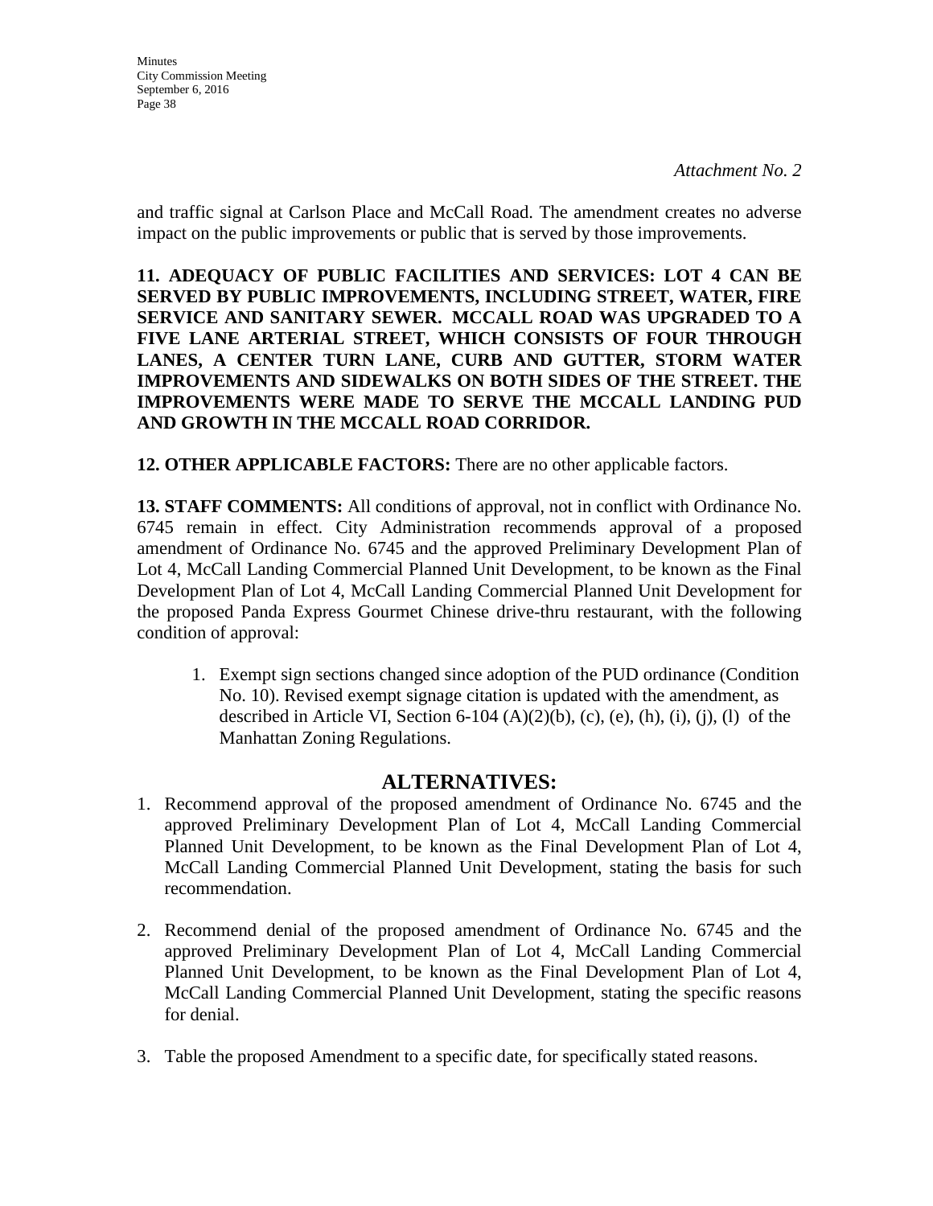*Attachment No. 2*

and traffic signal at Carlson Place and McCall Road. The amendment creates no adverse impact on the public improvements or public that is served by those improvements.

**11. ADEQUACY OF PUBLIC FACILITIES AND SERVICES: LOT 4 CAN BE SERVED BY PUBLIC IMPROVEMENTS, INCLUDING STREET, WATER, FIRE SERVICE AND SANITARY SEWER. MCCALL ROAD WAS UPGRADED TO A FIVE LANE ARTERIAL STREET, WHICH CONSISTS OF FOUR THROUGH LANES, A CENTER TURN LANE, CURB AND GUTTER, STORM WATER IMPROVEMENTS AND SIDEWALKS ON BOTH SIDES OF THE STREET. THE IMPROVEMENTS WERE MADE TO SERVE THE MCCALL LANDING PUD AND GROWTH IN THE MCCALL ROAD CORRIDOR.**

**12. OTHER APPLICABLE FACTORS:** There are no other applicable factors.

**13. STAFF COMMENTS:** All conditions of approval, not in conflict with Ordinance No. 6745 remain in effect. City Administration recommends approval of a proposed amendment of Ordinance No. 6745 and the approved Preliminary Development Plan of Lot 4, McCall Landing Commercial Planned Unit Development, to be known as the Final Development Plan of Lot 4, McCall Landing Commercial Planned Unit Development for the proposed Panda Express Gourmet Chinese drive-thru restaurant, with the following condition of approval:

1. Exempt sign sections changed since adoption of the PUD ordinance (Condition No. 10). Revised exempt signage citation is updated with the amendment, as described in Article VI, Section 6-104 (A)(2)(b), (c), (e), (h), (i), (j), (l) of the Manhattan Zoning Regulations.

## ALTERNATIVES:

1. Recommend approval of the proposed amendment of Ordinance No. 6745 and the approved Preliminary Development Plan of Lot 4, McCall Landing Commercial Planned Unit Development, to be known as the Final Development Plan of Lot 4, McCall Landing Commercial Planned Unit Development, stating the basis for such recommendation.

2. Recommend denial of the proposed amendment of Ordinance No. 6745 and the approved Preliminary Development Plan of Lot 4, McCall Landing Commercial Planned Unit Development, to be known as the Final Development Plan of Lot 4, McCall Landing Commercial Planned Unit Development, stating the specific reasons for denial.

3. Table the proposed Amendment to a specific date, for specifically stated reasons.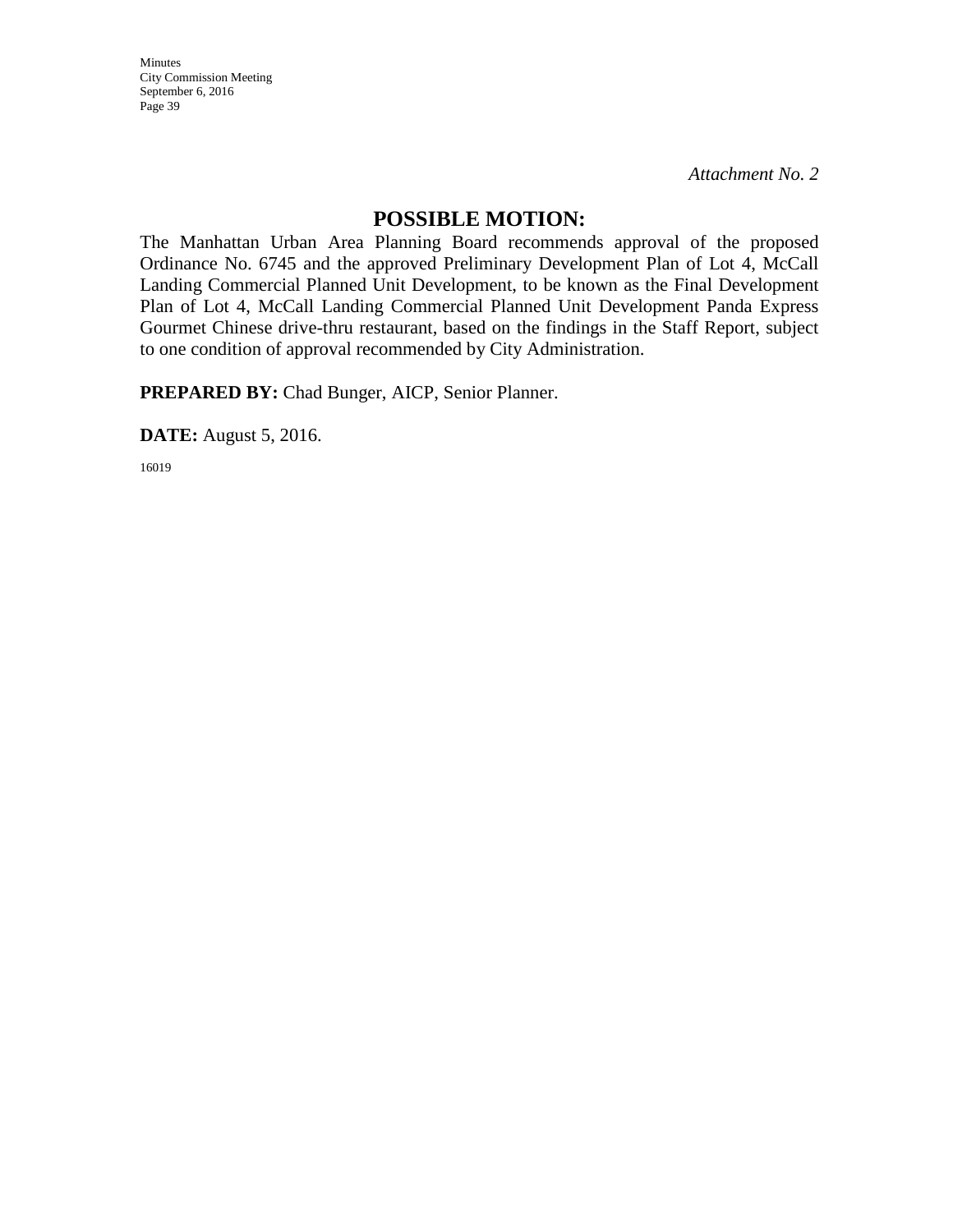*Attachment No. 2*

## POSSIBLE MOTION:

The Manhattan Urban Area Planning Board recommends approval of the proposed Ordinance No. 6745 and the approved Preliminary Development Plan of Lot 4, McCall Landing Commercial Planned Unit Development, to be known as the Final Development Plan of Lot 4, McCall Landing Commercial Planned Unit Development Panda Express Gourmet Chinese drive-thru restaurant, based on the findings in the Staff Report, subject to one condition of approval recommended by City Administration.

**PREPARED BY:** Chad Bunger, AICP, Senior Planner.

**DATE:** August 5, 2016.

16019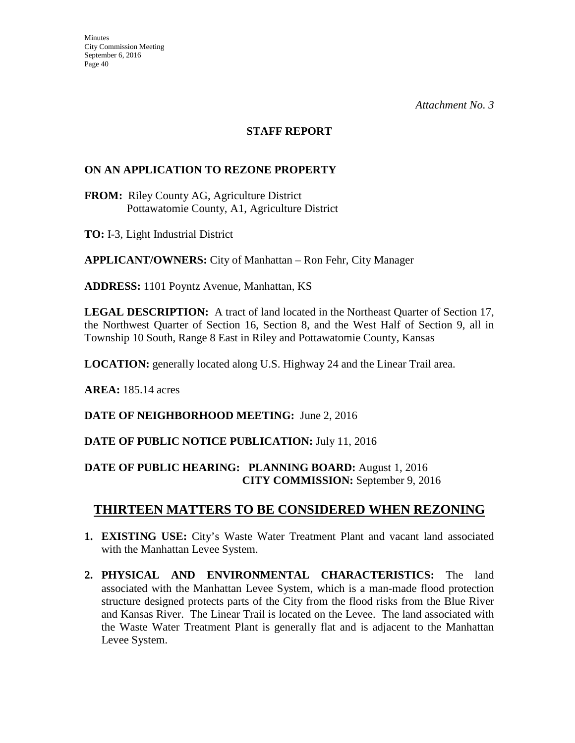*Attachment No. 3*

**STAFF REPORT**

**ON AN APPLICATION TO REZONE PROPERTY**

**FROM:** Riley County AG, Agriculture District
Pottawatomie County, A1, Agriculture District

**TO:** I-3, Light Industrial District

**APPLICANT/OWNERS:** City of Manhattan – Ron Fehr, City Manager

**ADDRESS:** 1101 Poyntz Avenue, Manhattan, KS

**LEGAL DESCRIPTION:** A tract of land located in the Northeast Quarter of Section 17, the Northwest Quarter of Section 16, Section 8, and the West Half of Section 9, all in Township 10 South, Range 8 East in Riley and Pottawatomie County, Kansas

**LOCATION:** generally located along U.S. Highway 24 and the Linear Trail area.

**AREA:** 185.14 acres

**DATE OF NEIGHBORHOOD MEETING:** June 2, 2016

**DATE OF PUBLIC NOTICE PUBLICATION:** July 11, 2016

**DATE OF PUBLIC HEARING: PLANNING BOARD:** August 1, 2016
**CITY COMMISSION:** September 9, 2016

## THIRTEEN MATTERS TO BE CONSIDERED WHEN REZONING

1. **EXISTING USE:** City's Waste Water Treatment Plant and vacant land associated with the Manhattan Levee System.

2. **PHYSICAL AND ENVIRONMENTAL CHARACTERISTICS:** The land associated with the Manhattan Levee System, which is a man-made flood protection structure designed protects parts of the City from the flood risks from the Blue River and Kansas River. The Linear Trail is located on the Levee. The land associated with the Waste Water Treatment Plant is generally flat and is adjacent to the Manhattan Levee System.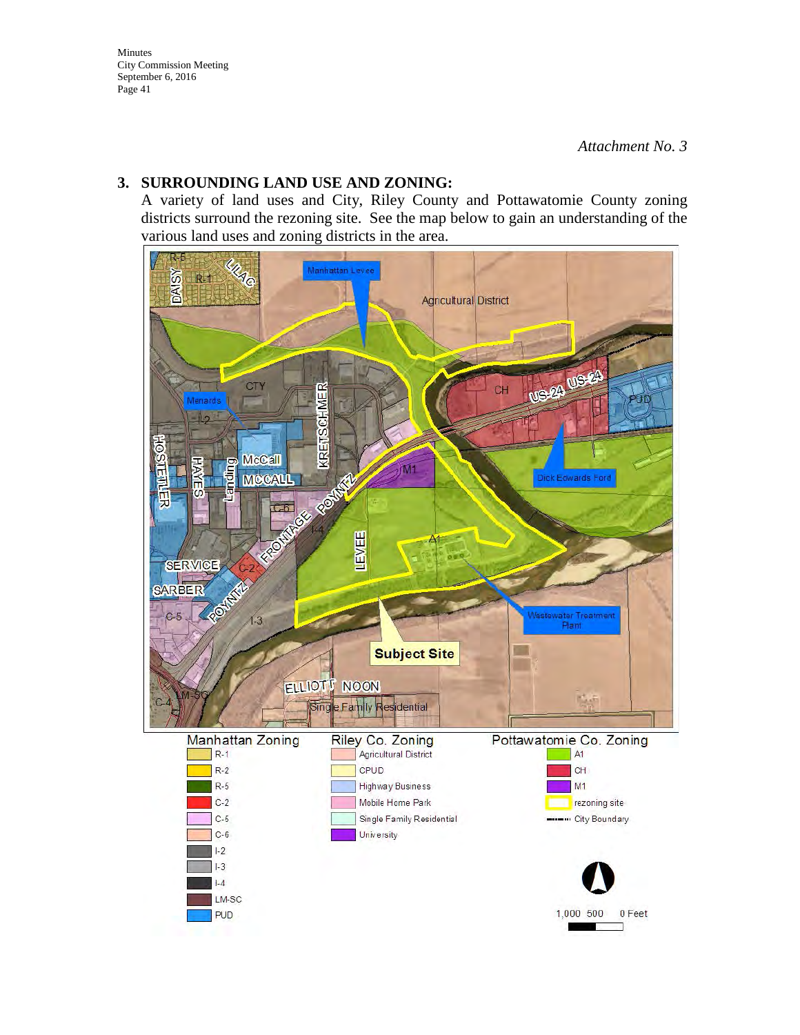*Attachment No. 3*

## 3. SURROUNDING LAND USE AND ZONING:

A variety of land uses and City, Riley County and Pottawatomie County zoning districts surround the rezoning site. See the map below to gain an understanding of the various land uses and zoning districts in the area.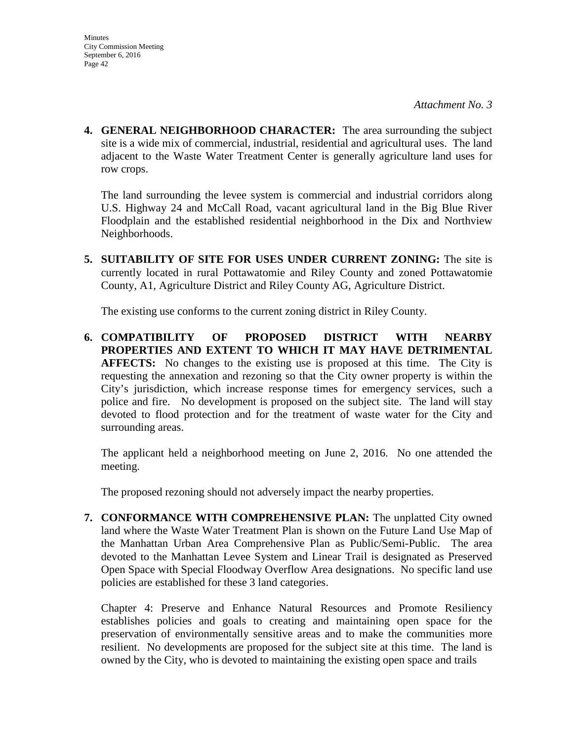*Attachment No. 3*

4. **GENERAL NEIGHBORHOOD CHARACTER:** The area surrounding the subject site is a wide mix of commercial, industrial, residential and agricultural uses. The land adjacent to the Waste Water Treatment Center is generally agriculture land uses for row crops.

   The land surrounding the levee system is commercial and industrial corridors along U.S. Highway 24 and McCall Road, vacant agricultural land in the Big Blue River Floodplain and the established residential neighborhood in the Dix and Northview Neighborhoods.

5. **SUITABILITY OF SITE FOR USES UNDER CURRENT ZONING:** The site is currently located in rural Pottawatomie and Riley County and zoned Pottawatomie County, A1, Agriculture District and Riley County AG, Agriculture District.

   The existing use conforms to the current zoning district in Riley County.

6. **COMPATIBILITY OF PROPOSED DISTRICT WITH NEARBY PROPERTIES AND EXTENT TO WHICH IT MAY HAVE DETRIMENTAL AFFECTS:** No changes to the existing use is proposed at this time. The City is requesting the annexation and rezoning so that the City owner property is within the City's jurisdiction, which increase response times for emergency services, such a police and fire. No development is proposed on the subject site. The land will stay devoted to flood protection and for the treatment of waste water for the City and surrounding areas.

   The applicant held a neighborhood meeting on June 2, 2016. No one attended the meeting.

   The proposed rezoning should not adversely impact the nearby properties.

7. **CONFORMANCE WITH COMPREHENSIVE PLAN:** The unplatted City owned land where the Waste Water Treatment Plan is shown on the Future Land Use Map of the Manhattan Urban Area Comprehensive Plan as Public/Semi-Public. The area devoted to the Manhattan Levee System and Linear Trail is designated as Preserved Open Space with Special Floodway Overflow Area designations. No specific land use policies are established for these 3 land categories.

   Chapter 4: Preserve and Enhance Natural Resources and Promote Resiliency establishes policies and goals to creating and maintaining open space for the preservation of environmentally sensitive areas and to make the communities more resilient. No developments are proposed for the subject site at this time. The land is owned by the City, who is devoted to maintaining the existing open space and trails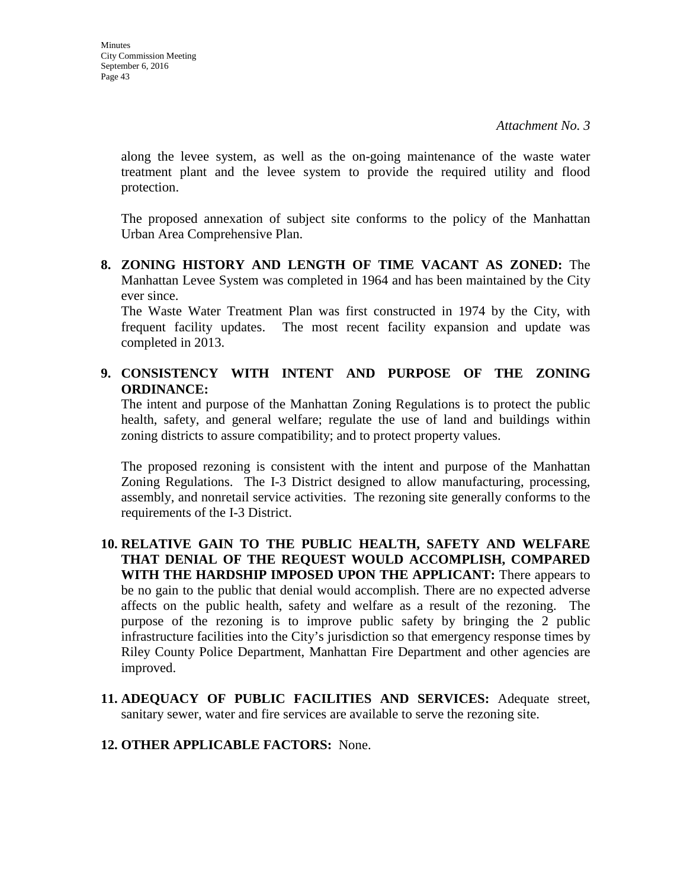*Attachment No. 3*

along the levee system, as well as the on-going maintenance of the waste water treatment plant and the levee system to provide the required utility and flood protection.

The proposed annexation of subject site conforms to the policy of the Manhattan Urban Area Comprehensive Plan.

**8. ZONING HISTORY AND LENGTH OF TIME VACANT AS ZONED:** The Manhattan Levee System was completed in 1964 and has been maintained by the City ever since.
The Waste Water Treatment Plan was first constructed in 1974 by the City, with frequent facility updates. The most recent facility expansion and update was completed in 2013.

**9. CONSISTENCY WITH INTENT AND PURPOSE OF THE ZONING ORDINANCE:**
The intent and purpose of the Manhattan Zoning Regulations is to protect the public health, safety, and general welfare; regulate the use of land and buildings within zoning districts to assure compatibility; and to protect property values.

The proposed rezoning is consistent with the intent and purpose of the Manhattan Zoning Regulations. The I-3 District designed to allow manufacturing, processing, assembly, and nonretail service activities. The rezoning site generally conforms to the requirements of the I-3 District.

**10. RELATIVE GAIN TO THE PUBLIC HEALTH, SAFETY AND WELFARE THAT DENIAL OF THE REQUEST WOULD ACCOMPLISH, COMPARED WITH THE HARDSHIP IMPOSED UPON THE APPLICANT:** There appears to be no gain to the public that denial would accomplish. There are no expected adverse affects on the public health, safety and welfare as a result of the rezoning. The purpose of the rezoning is to improve public safety by bringing the 2 public infrastructure facilities into the City's jurisdiction so that emergency response times by Riley County Police Department, Manhattan Fire Department and other agencies are improved.

**11. ADEQUACY OF PUBLIC FACILITIES AND SERVICES:** Adequate street, sanitary sewer, water and fire services are available to serve the rezoning site.

**12. OTHER APPLICABLE FACTORS:** None.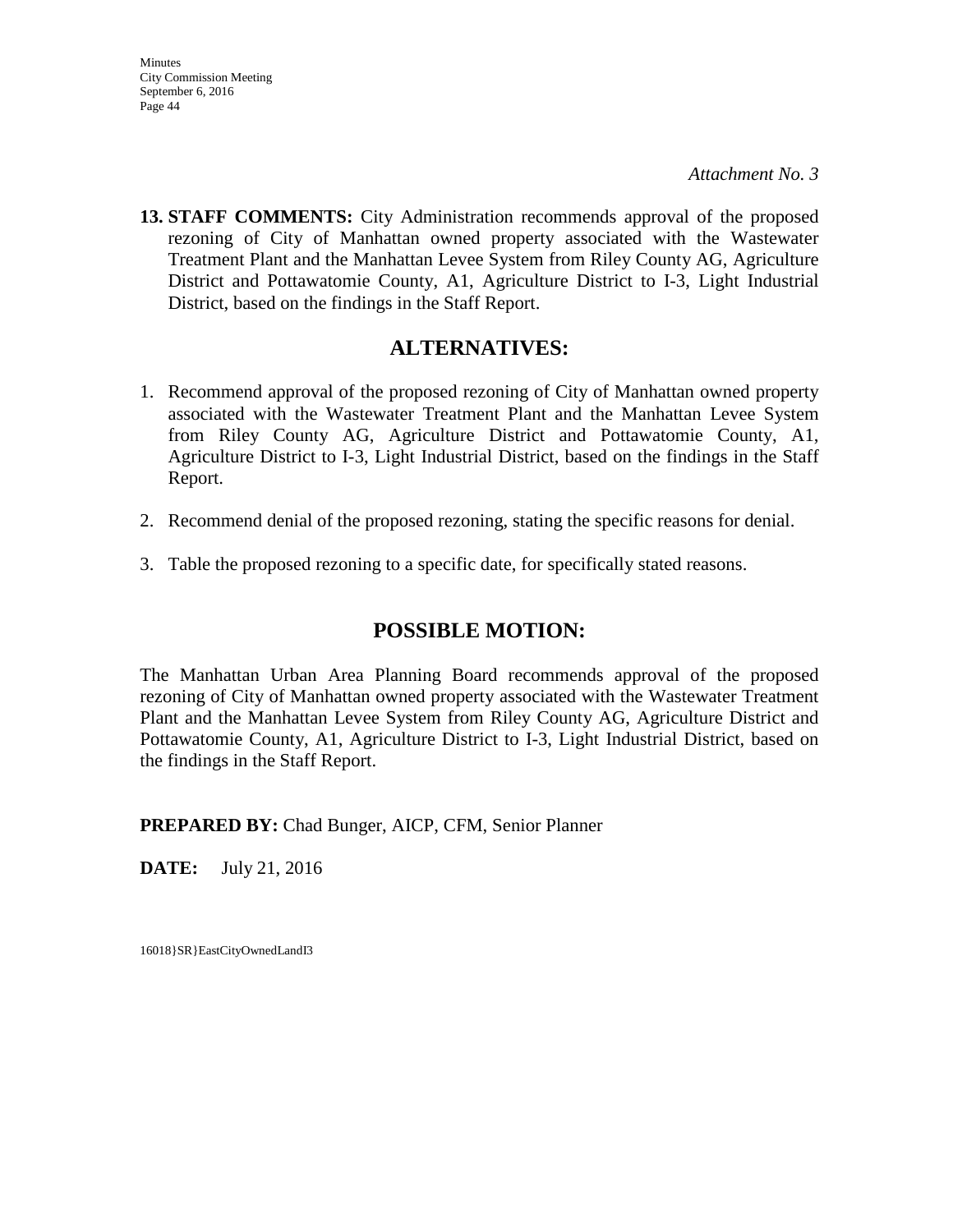*Attachment No. 3*

13. **STAFF COMMENTS:** City Administration recommends approval of the proposed rezoning of City of Manhattan owned property associated with the Wastewater Treatment Plant and the Manhattan Levee System from Riley County AG, Agriculture District and Pottawatomie County, A1, Agriculture District to I-3, Light Industrial District, based on the findings in the Staff Report.

## ALTERNATIVES:

1. Recommend approval of the proposed rezoning of City of Manhattan owned property associated with the Wastewater Treatment Plant and the Manhattan Levee System from Riley County AG, Agriculture District and Pottawatomie County, A1, Agriculture District to I-3, Light Industrial District, based on the findings in the Staff Report.

2. Recommend denial of the proposed rezoning, stating the specific reasons for denial.

3. Table the proposed rezoning to a specific date, for specifically stated reasons.

## POSSIBLE MOTION:

The Manhattan Urban Area Planning Board recommends approval of the proposed rezoning of City of Manhattan owned property associated with the Wastewater Treatment Plant and the Manhattan Levee System from Riley County AG, Agriculture District and Pottawatomie County, A1, Agriculture District to I-3, Light Industrial District, based on the findings in the Staff Report.

**PREPARED BY:** Chad Bunger, AICP, CFM, Senior Planner

**DATE:** July 21, 2016

16018}SR}EastCityOwnedLandI3